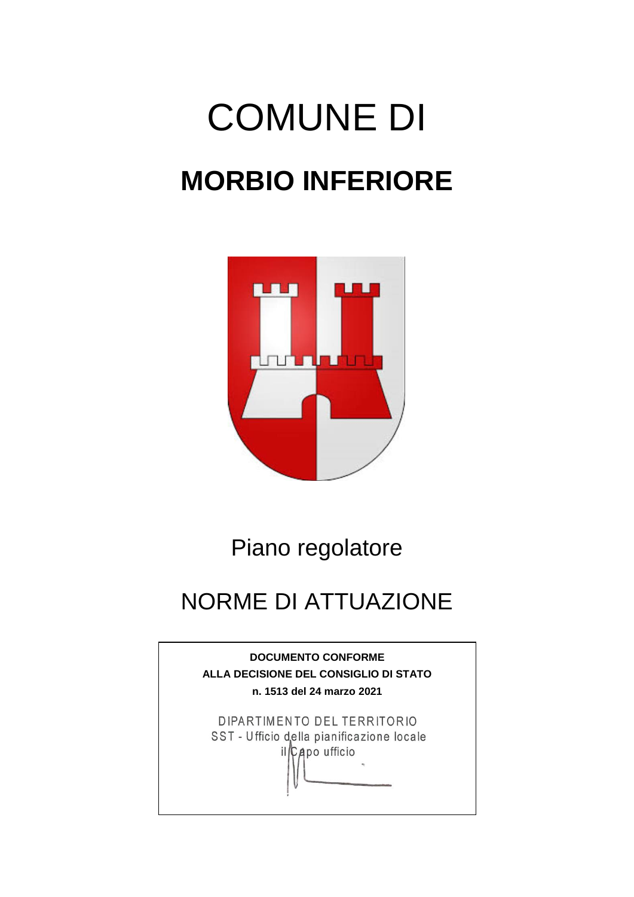# COMUNE DI

# MORBIO INFERIORE

## Piano regolatore

## NORME DI ATTUAZIONE

**DOCUMENTO CONFORME**
**ALLA DECISIONE DEL CONSIGLIO DI STATO**
**n. 1513 del 24 marzo 2021**

DIPARTIMENTO DEL TERRITORIO
SST - Ufficio della pianificazione locale
il Capo ufficio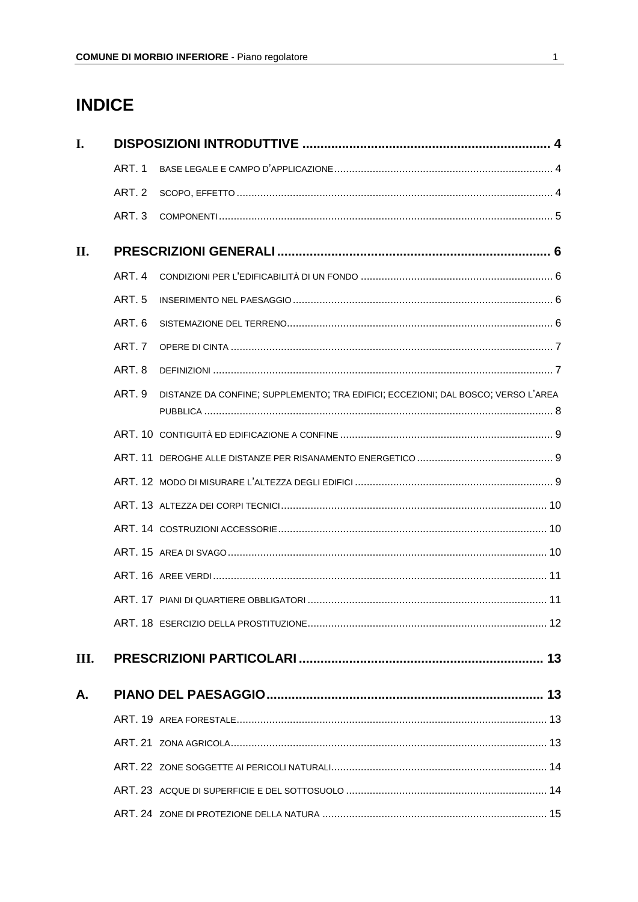# INDICE

| | | | |
|---|---|---|---|
| **I.** | **DISPOSIZIONI INTRODUTTIVE** | | **4** |
| | ART. 1 | BASE LEGALE E CAMPO D'APPLICAZIONE | 4 |
| | ART. 2 | SCOPO, EFFETTO | 4 |
| | ART. 3 | COMPONENTI | 5 |
| **II.** | **PRESCRIZIONI GENERALI** | | **6** |
| | ART. 4 | CONDIZIONI PER L'EDIFICABILITÀ DI UN FONDO | 6 |
| | ART. 5 | INSERIMENTO NEL PAESAGGIO | 6 |
| | ART. 6 | SISTEMAZIONE DEL TERRENO | 6 |
| | ART. 7 | OPERE DI CINTA | 7 |
| | ART. 8 | DEFINIZIONI | 7 |
| | ART. 9 | DISTANZE DA CONFINE; SUPPLEMENTO; TRA EDIFICI; ECCEZIONI; DAL BOSCO; VERSO L'AREA PUBBLICA | 8 |
| | ART. 10 | CONTIGUITÀ ED EDIFICAZIONE A CONFINE | 9 |
| | ART. 11 | DEROGHE ALLE DISTANZE PER RISANAMENTO ENERGETICO | 9 |
| | ART. 12 | MODO DI MISURARE L'ALTEZZA DEGLI EDIFICI | 9 |
| | ART. 13 | ALTEZZA DEI CORPI TECNICI | 10 |
| | ART. 14 | COSTRUZIONI ACCESSORIE | 10 |
| | ART. 15 | AREA DI SVAGO | 10 |
| | ART. 16 | AREE VERDI | 11 |
| | ART. 17 | PIANI DI QUARTIERE OBBLIGATORI | 11 |
| | ART. 18 | ESERCIZIO DELLA PROSTITUZIONE | 12 |
| **III.** | **PRESCRIZIONI PARTICOLARI** | | **13** |
| **A.** | **PIANO DEL PAESAGGIO** | | **13** |
| | ART. 19 | AREA FORESTALE | 13 |
| | ART. 21 | ZONA AGRICOLA | 13 |
| | ART. 22 | ZONE SOGGETTE AI PERICOLI NATURALI | 14 |
| | ART. 23 | ACQUE DI SUPERFICIE E DEL SOTTOSUOLO | 14 |
| | ART. 24 | ZONE DI PROTEZIONE DELLA NATURA | 15 |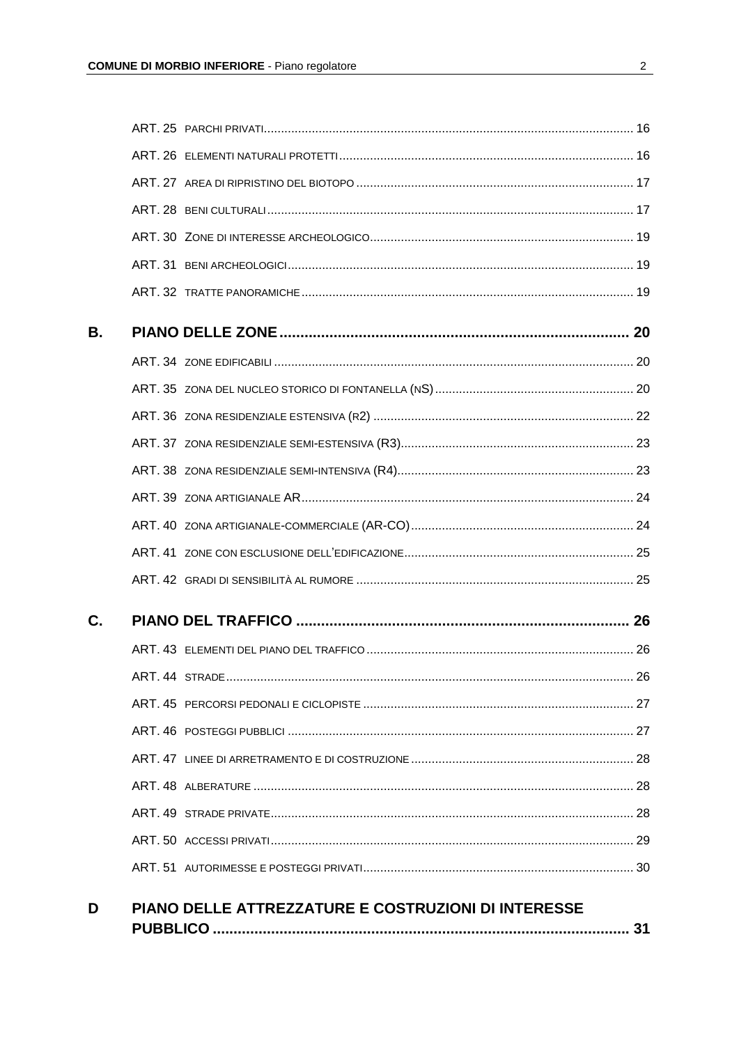ART. 25 PARCHI PRIVATI ........................................................................................................ 16

ART. 26 ELEMENTI NATURALI PROTETTI ................................................................................. 16

ART. 27 AREA DI RIPRISTINO DEL BIOTOPO ............................................................................ 17

ART. 28 BENI CULTURALI ....................................................................................................... 17

ART. 30 ZONE DI INTERESSE ARCHEOLOGICO ......................................................................... 19

ART. 31 BENI ARCHEOLOGICI ................................................................................................. 19

ART. 32 TRATTE PANORAMICHE ............................................................................................. 19

**B. PIANO DELLE ZONE ........................................................................................ 20**

ART. 34 ZONE EDIFICABILI ..................................................................................................... 20

ART. 35 ZONA DEL NUCLEO STORICO DI FONTANELLA (NS) ....................................................... 20

ART. 36 ZONA RESIDENZIALE ESTENSIVA (R2) ......................................................................... 22

ART. 37 ZONA RESIDENZIALE SEMI-ESTENSIVA (R3) .................................................................. 23

ART. 38 ZONA RESIDENZIALE SEMI-INTENSIVA (R4) ................................................................... 23

ART. 39 ZONA ARTIGIANALE AR ............................................................................................. 24

ART. 40 ZONA ARTIGIANALE-COMMERCIALE (AR-CO) ............................................................... 24

ART. 41 ZONE CON ESCLUSIONE DELL'EDIFICAZIONE ................................................................ 25

ART. 42 GRADI DI SENSIBILITÀ AL RUMORE .............................................................................. 25

**C. PIANO DEL TRAFFICO ..................................................................................... 26**

ART. 43 ELEMENTI DEL PIANO DEL TRAFFICO ........................................................................... 26

ART. 44 STRADE .................................................................................................................... 26

ART. 45 PERCORSI PEDONALI E CICLOPISTE ............................................................................ 27

ART. 46 POSTEGGI PUBBLICI .................................................................................................. 27

ART. 47 LINEE DI ARRETRAMENTO E DI COSTRUZIONE .............................................................. 28

ART. 48 ALBERATURE ............................................................................................................ 28

ART. 49 STRADE PRIVATE ....................................................................................................... 28

ART. 50 ACCESSI PRIVATI ....................................................................................................... 29

ART. 51 AUTORIMESSE E POSTEGGI PRIVATI ............................................................................ 30

**D PIANO DELLE ATTREZZATURE E COSTRUZIONI DI INTERESSE PUBBLICO ............................................................................................................. 31**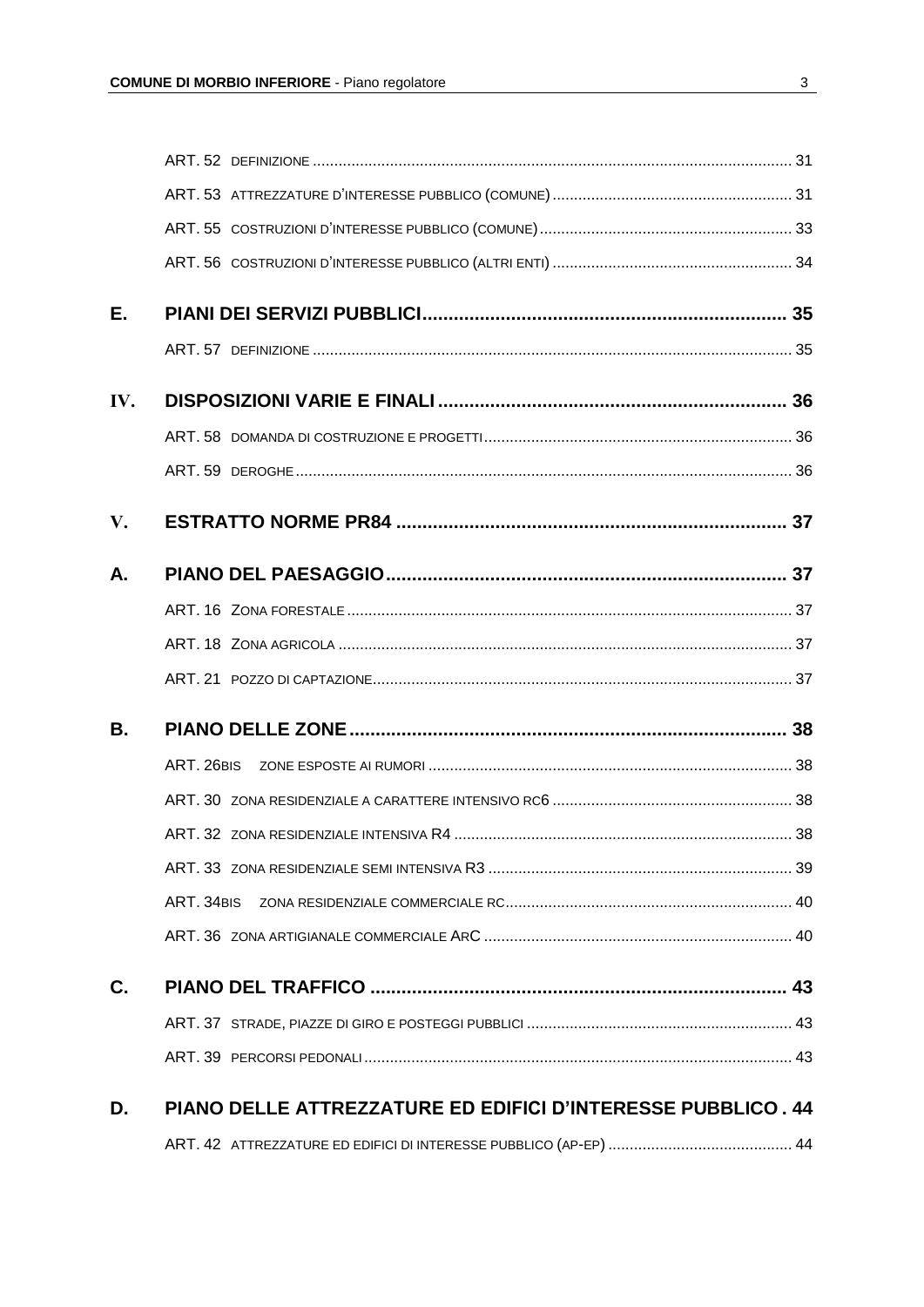ART. 52 DEFINIZIONE ........................................................................................................... 31

ART. 53 ATTREZZATURE D'INTERESSE PUBBLICO (COMUNE) ........................................................ 31

ART. 55 COSTRUZIONI D'INTERESSE PUBBLICO (COMUNE) ........................................................... 33

ART. 56 COSTRUZIONI D'INTERESSE PUBBLICO (ALTRI ENTI) ........................................................ 34

**E. PIANI DEI SERVIZI PUBBLICI ..................................................................... 35**

ART. 57 DEFINIZIONE ........................................................................................................... 35

**IV. DISPOSIZIONI VARIE E FINALI .................................................................. 36**

ART. 58 DOMANDA DI COSTRUZIONE E PROGETTI ....................................................................... 36

ART. 59 DEROGHE ................................................................................................................ 36

**V. ESTRATTO NORME PR84 .......................................................................... 37**

**A. PIANO DEL PAESAGGIO ............................................................................ 37**

ART. 16 ZONA FORESTALE ...................................................................................................... 37

ART. 18 ZONA AGRICOLA ........................................................................................................ 37

ART. 21 POZZO DI CAPTAZIONE ................................................................................................ 37

**B. PIANO DELLE ZONE .................................................................................. 38**

ART. 26BIS ZONE ESPOSTE AI RUMORI .................................................................................... 38

ART. 30 ZONA RESIDENZIALE A CARATTERE INTENSIVO RC6 ........................................................ 38

ART. 32 ZONA RESIDENZIALE INTENSIVA R4 .............................................................................. 38

ART. 33 ZONA RESIDENZIALE SEMI INTENSIVA R3 ...................................................................... 39

ART. 34BIS ZONA RESIDENZIALE COMMERCIALE RC .................................................................. 40

ART. 36 ZONA ARTIGIANALE COMMERCIALE ARC ....................................................................... 40

**C. PIANO DEL TRAFFICO ............................................................................... 43**

ART. 37 STRADE, PIAZZE DI GIRO E POSTEGGI PUBBLICI ............................................................. 43

ART. 39 PERCORSI PEDONALI .................................................................................................. 43

**D. PIANO DELLE ATTREZZATURE ED EDIFICI D'INTERESSE PUBBLICO . 44**

ART. 42 ATTREZZATURE ED EDIFICI DI INTERESSE PUBBLICO (AP-EP) ........................................... 44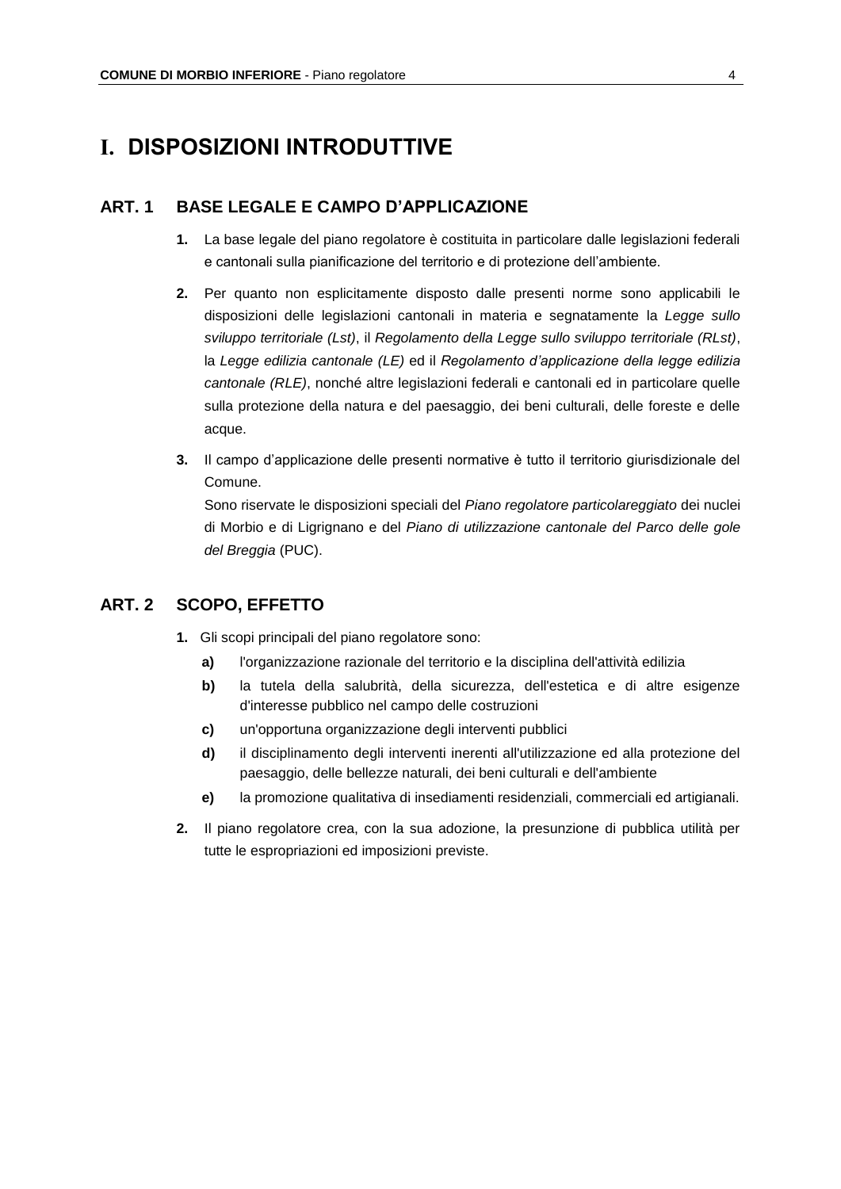# I. DISPOSIZIONI INTRODUTTIVE

## ART. 1 BASE LEGALE E CAMPO D'APPLICAZIONE

**1.** La base legale del piano regolatore è costituita in particolare dalle legislazioni federali e cantonali sulla pianificazione del territorio e di protezione dell'ambiente.

**2.** Per quanto non esplicitamente disposto dalle presenti norme sono applicabili le disposizioni delle legislazioni cantonali in materia e segnatamente la *Legge sullo sviluppo territoriale (Lst)*, il *Regolamento della Legge sullo sviluppo territoriale (RLst)*, la *Legge edilizia cantonale (LE)* ed il *Regolamento d'applicazione della legge edilizia cantonale (RLE)*, nonché altre legislazioni federali e cantonali ed in particolare quelle sulla protezione della natura e del paesaggio, dei beni culturali, delle foreste e delle acque.

**3.** Il campo d'applicazione delle presenti normative è tutto il territorio giurisdizionale del Comune.
Sono riservate le disposizioni speciali del *Piano regolatore particolareggiato* dei nuclei di Morbio e di Ligrignano e del *Piano di utilizzazione cantonale del Parco delle gole del Breggia* (PUC).

## ART. 2 SCOPO, EFFETTO

**1.** Gli scopi principali del piano regolatore sono:

- **a)** l'organizzazione razionale del territorio e la disciplina dell'attività edilizia
- **b)** la tutela della salubrità, della sicurezza, dell'estetica e di altre esigenze d'interesse pubblico nel campo delle costruzioni
- **c)** un'opportuna organizzazione degli interventi pubblici
- **d)** il disciplinamento degli interventi inerenti all'utilizzazione ed alla protezione del paesaggio, delle bellezze naturali, dei beni culturali e dell'ambiente
- **e)** la promozione qualitativa di insediamenti residenziali, commerciali ed artigianali.

**2.** Il piano regolatore crea, con la sua adozione, la presunzione di pubblica utilità per tutte le espropriazioni ed imposizioni previste.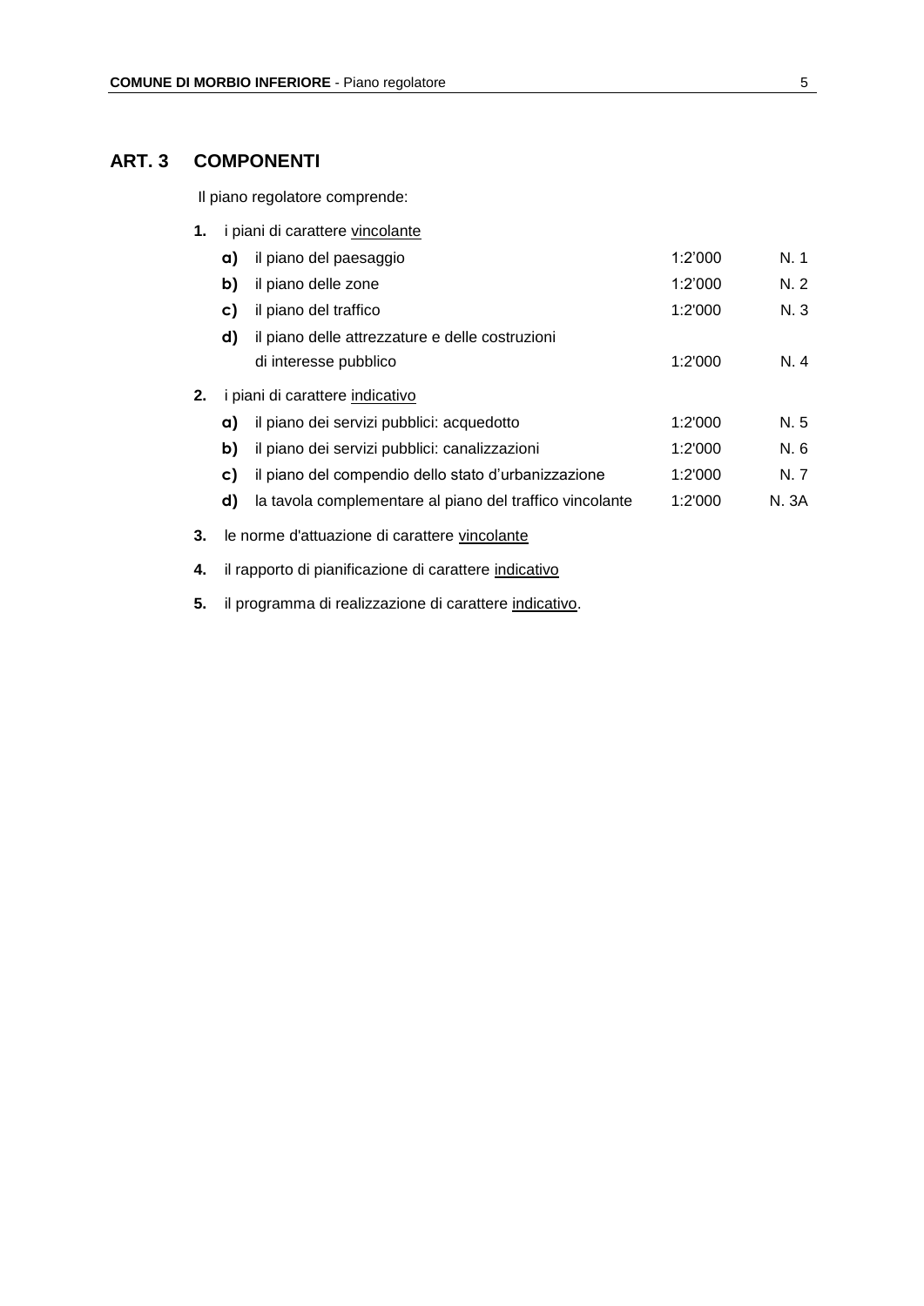## ART. 3 COMPONENTI

Il piano regolatore comprende:

**1.** i piani di carattere vincolante

| | | | |
|---|---|---|---|
| **a)** | il piano del paesaggio | 1:2'000 | N. 1 |
| **b)** | il piano delle zone | 1:2'000 | N. 2 |
| **c)** | il piano del traffico | 1:2'000 | N. 3 |
| **d)** | il piano delle attrezzature e delle costruzioni di interesse pubblico | 1:2'000 | N. 4 |

**2.** i piani di carattere indicativo

| | | | |
|---|---|---|---|
| **a)** | il piano dei servizi pubblici: acquedotto | 1:2'000 | N. 5 |
| **b)** | il piano dei servizi pubblici: canalizzazioni | 1:2'000 | N. 6 |
| **c)** | il piano del compendio dello stato d'urbanizzazione | 1:2'000 | N. 7 |
| **d)** | la tavola complementare al piano del traffico vincolante | 1:2'000 | N. 3A |

**3.** le norme d'attuazione di carattere vincolante

**4.** il rapporto di pianificazione di carattere indicativo

**5.** il programma di realizzazione di carattere indicativo.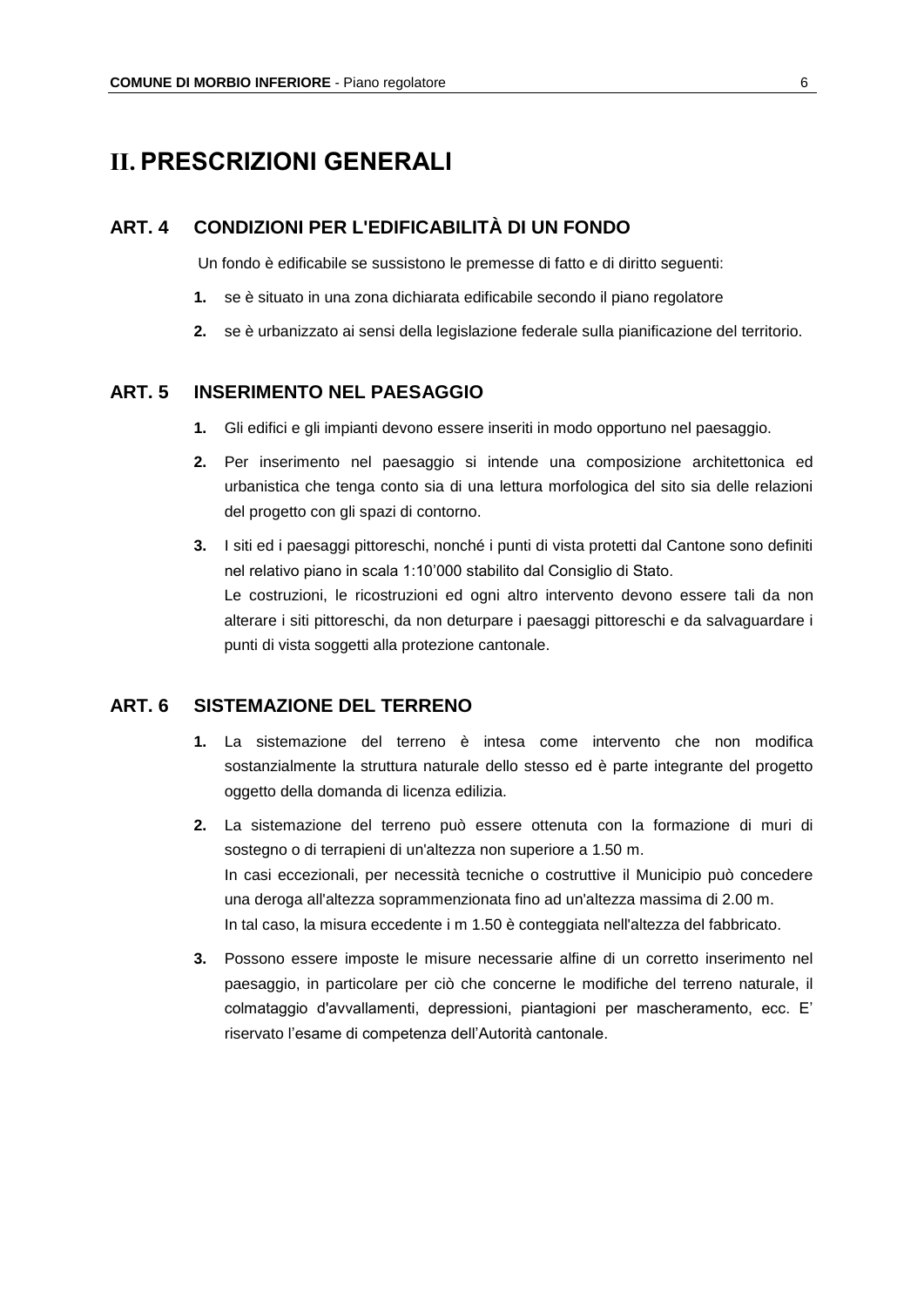# II. PRESCRIZIONI GENERALI

## ART. 4 CONDIZIONI PER L'EDIFICABILITÀ DI UN FONDO

Un fondo è edificabile se sussistono le premesse di fatto e di diritto seguenti:

1. se è situato in una zona dichiarata edificabile secondo il piano regolatore
2. se è urbanizzato ai sensi della legislazione federale sulla pianificazione del territorio.

## ART. 5 INSERIMENTO NEL PAESAGGIO

1. Gli edifici e gli impianti devono essere inseriti in modo opportuno nel paesaggio.
2. Per inserimento nel paesaggio si intende una composizione architettonica ed urbanistica che tenga conto sia di una lettura morfologica del sito sia delle relazioni del progetto con gli spazi di contorno.
3. I siti ed i paesaggi pittoreschi, nonché i punti di vista protetti dal Cantone sono definiti nel relativo piano in scala 1:10'000 stabilito dal Consiglio di Stato.
   Le costruzioni, le ricostruzioni ed ogni altro intervento devono essere tali da non alterare i siti pittoreschi, da non deturpare i paesaggi pittoreschi e da salvaguardare i punti di vista soggetti alla protezione cantonale.

## ART. 6 SISTEMAZIONE DEL TERRENO

1. La sistemazione del terreno è intesa come intervento che non modifica sostanzialmente la struttura naturale dello stesso ed è parte integrante del progetto oggetto della domanda di licenza edilizia.
2. La sistemazione del terreno può essere ottenuta con la formazione di muri di sostegno o di terrapieni di un'altezza non superiore a 1.50 m.
   In casi eccezionali, per necessità tecniche o costruttive il Municipio può concedere una deroga all'altezza soprammenzionata fino ad un'altezza massima di 2.00 m.
   In tal caso, la misura eccedente i m 1.50 è conteggiata nell'altezza del fabbricato.
3. Possono essere imposte le misure necessarie alfine di un corretto inserimento nel paesaggio, in particolare per ciò che concerne le modifiche del terreno naturale, il colmataggio d'avvallamenti, depressioni, piantagioni per mascheramento, ecc. E' riservato l'esame di competenza dell'Autorità cantonale.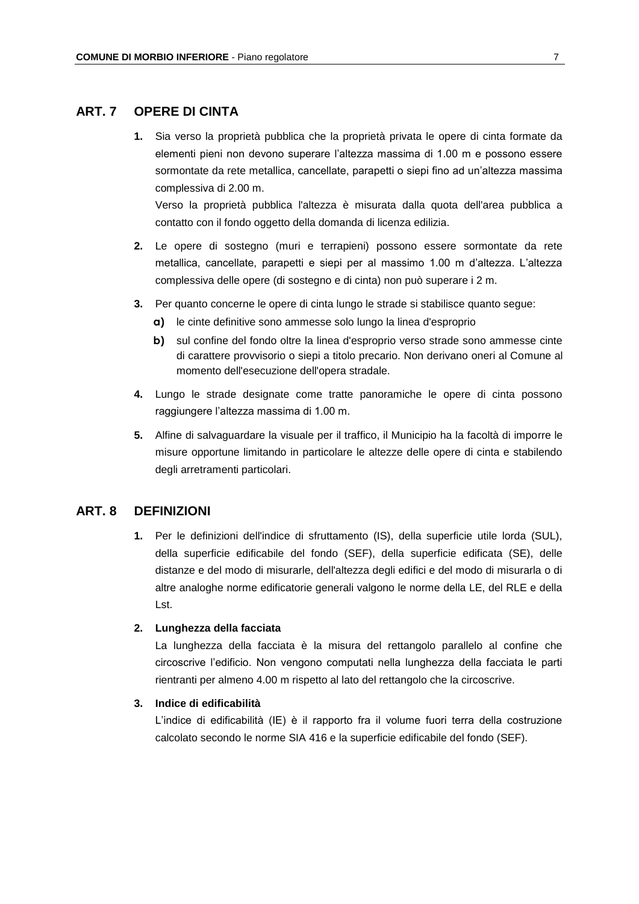## ART. 7 OPERE DI CINTA

**1.** Sia verso la proprietà pubblica che la proprietà privata le opere di cinta formate da elementi pieni non devono superare l'altezza massima di 1.00 m e possono essere sormontate da rete metallica, cancellate, parapetti o siepi fino ad un'altezza massima complessiva di 2.00 m.

Verso la proprietà pubblica l'altezza è misurata dalla quota dell'area pubblica a contatto con il fondo oggetto della domanda di licenza edilizia.

**2.** Le opere di sostegno (muri e terrapieni) possono essere sormontate da rete metallica, cancellate, parapetti e siepi per al massimo 1.00 m d'altezza. L'altezza complessiva delle opere (di sostegno e di cinta) non può superare i 2 m.

**3.** Per quanto concerne le opere di cinta lungo le strade si stabilisce quanto segue:

**a)** le cinte definitive sono ammesse solo lungo la linea d'esproprio

**b)** sul confine del fondo oltre la linea d'esproprio verso strade sono ammesse cinte di carattere provvisorio o siepi a titolo precario. Non derivano oneri al Comune al momento dell'esecuzione dell'opera stradale.

**4.** Lungo le strade designate come tratte panoramiche le opere di cinta possono raggiungere l'altezza massima di 1.00 m.

**5.** Alfine di salvaguardare la visuale per il traffico, il Municipio ha la facoltà di imporre le misure opportune limitando in particolare le altezze delle opere di cinta e stabilendo degli arretramenti particolari.

## ART. 8 DEFINIZIONI

**1.** Per le definizioni dell'indice di sfruttamento (IS), della superficie utile lorda (SUL), della superficie edificabile del fondo (SEF), della superficie edificata (SE), delle distanze e del modo di misurarle, dell'altezza degli edifici e del modo di misurarla o di altre analoghe norme edificatorie generali valgono le norme della LE, del RLE e della Lst.

**2. Lunghezza della facciata**

La lunghezza della facciata è la misura del rettangolo parallelo al confine che circoscrive l'edificio. Non vengono computati nella lunghezza della facciata le parti rientranti per almeno 4.00 m rispetto al lato del rettangolo che la circoscrive.

**3. Indice di edificabilità**

L'indice di edificabilità (IE) è il rapporto fra il volume fuori terra della costruzione calcolato secondo le norme SIA 416 e la superficie edificabile del fondo (SEF).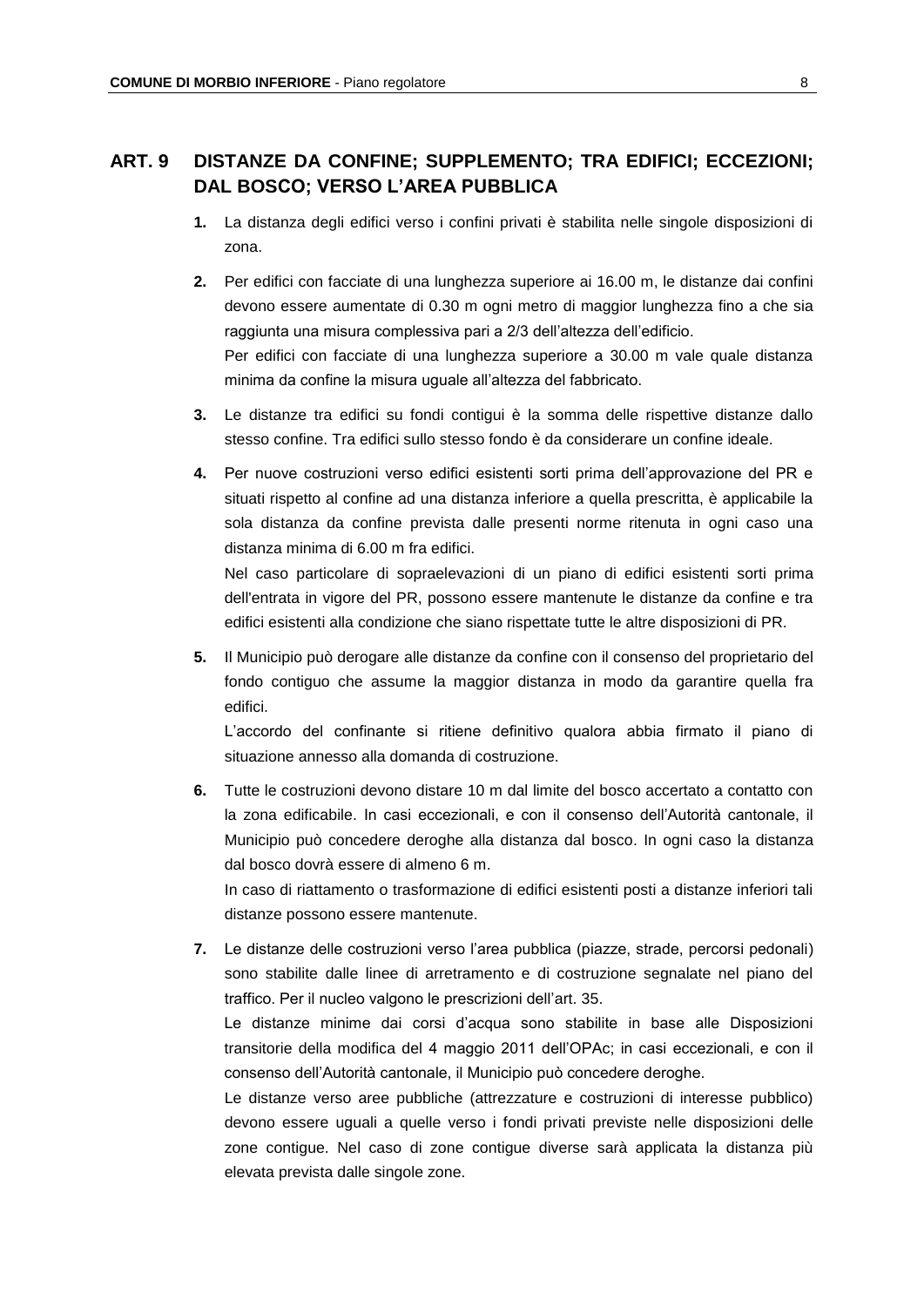## ART. 9 DISTANZE DA CONFINE; SUPPLEMENTO; TRA EDIFICI; ECCEZIONI; DAL BOSCO; VERSO L'AREA PUBBLICA

**1.** La distanza degli edifici verso i confini privati è stabilita nelle singole disposizioni di zona.

**2.** Per edifici con facciate di una lunghezza superiore ai 16.00 m, le distanze dai confini devono essere aumentate di 0.30 m ogni metro di maggior lunghezza fino a che sia raggiunta una misura complessiva pari a 2/3 dell'altezza dell'edificio.
Per edifici con facciate di una lunghezza superiore a 30.00 m vale quale distanza minima da confine la misura uguale all'altezza del fabbricato.

**3.** Le distanze tra edifici su fondi contigui è la somma delle rispettive distanze dallo stesso confine. Tra edifici sullo stesso fondo è da considerare un confine ideale.

**4.** Per nuove costruzioni verso edifici esistenti sorti prima dell'approvazione del PR e situati rispetto al confine ad una distanza inferiore a quella prescritta, è applicabile la sola distanza da confine prevista dalle presenti norme ritenuta in ogni caso una distanza minima di 6.00 m fra edifici.
Nel caso particolare di sopraelevazioni di un piano di edifici esistenti sorti prima dell'entrata in vigore del PR, possono essere mantenute le distanze da confine e tra edifici esistenti alla condizione che siano rispettate tutte le altre disposizioni di PR.

**5.** Il Municipio può derogare alle distanze da confine con il consenso del proprietario del fondo contiguo che assume la maggior distanza in modo da garantire quella fra edifici.
L'accordo del confinante si ritiene definitivo qualora abbia firmato il piano di situazione annesso alla domanda di costruzione.

**6.** Tutte le costruzioni devono distare 10 m dal limite del bosco accertato a contatto con la zona edificabile. In casi eccezionali, e con il consenso dell'Autorità cantonale, il Municipio può concedere deroghe alla distanza dal bosco. In ogni caso la distanza dal bosco dovrà essere di almeno 6 m.
In caso di riattamento o trasformazione di edifici esistenti posti a distanze inferiori tali distanze possono essere mantenute.

**7.** Le distanze delle costruzioni verso l'area pubblica (piazze, strade, percorsi pedonali) sono stabilite dalle linee di arretramento e di costruzione segnalate nel piano del traffico. Per il nucleo valgono le prescrizioni dell'art. 35.
Le distanze minime dai corsi d'acqua sono stabilite in base alle Disposizioni transitorie della modifica del 4 maggio 2011 dell'OPAc; in casi eccezionali, e con il consenso dell'Autorità cantonale, il Municipio può concedere deroghe.
Le distanze verso aree pubbliche (attrezzature e costruzioni di interesse pubblico) devono essere uguali a quelle verso i fondi privati previste nelle disposizioni delle zone contigue. Nel caso di zone contigue diverse sarà applicata la distanza più elevata prevista dalle singole zone.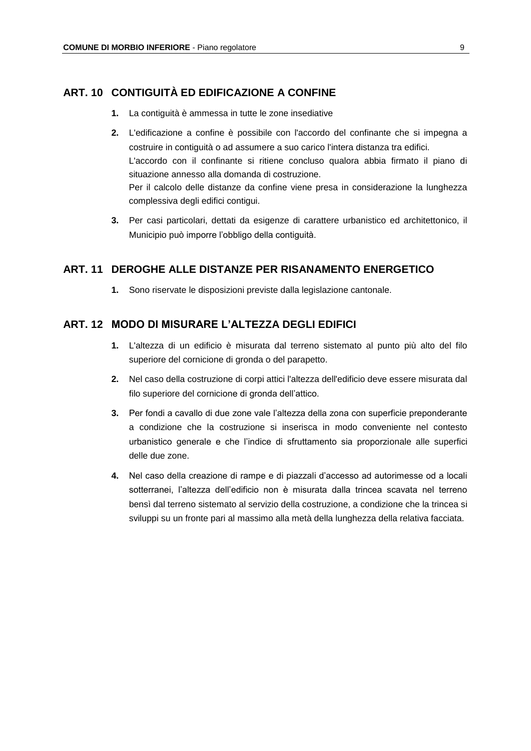## ART. 10 CONTIGUITÀ ED EDIFICAZIONE A CONFINE

**1.** La contiguità è ammessa in tutte le zone insediative

**2.** L'edificazione a confine è possibile con l'accordo del confinante che si impegna a costruire in contiguità o ad assumere a suo carico l'intera distanza tra edifici.
L'accordo con il confinante si ritiene concluso qualora abbia firmato il piano di situazione annesso alla domanda di costruzione.
Per il calcolo delle distanze da confine viene presa in considerazione la lunghezza complessiva degli edifici contigui.

**3.** Per casi particolari, dettati da esigenze di carattere urbanistico ed architettonico, il Municipio può imporre l'obbligo della contiguità.

## ART. 11 DEROGHE ALLE DISTANZE PER RISANAMENTO ENERGETICO

**1.** Sono riservate le disposizioni previste dalla legislazione cantonale.

## ART. 12 MODO DI MISURARE L'ALTEZZA DEGLI EDIFICI

**1.** L'altezza di un edificio è misurata dal terreno sistemato al punto più alto del filo superiore del cornicione di gronda o del parapetto.

**2.** Nel caso della costruzione di corpi attici l'altezza dell'edificio deve essere misurata dal filo superiore del cornicione di gronda dell'attico.

**3.** Per fondi a cavallo di due zone vale l'altezza della zona con superficie preponderante a condizione che la costruzione si inserisca in modo conveniente nel contesto urbanistico generale e che l'indice di sfruttamento sia proporzionale alle superfici delle due zone.

**4.** Nel caso della creazione di rampe e di piazzali d'accesso ad autorimesse od a locali sotterranei, l'altezza dell'edificio non è misurata dalla trincea scavata nel terreno bensì dal terreno sistemato al servizio della costruzione, a condizione che la trincea si sviluppi su un fronte pari al massimo alla metà della lunghezza della relativa facciata.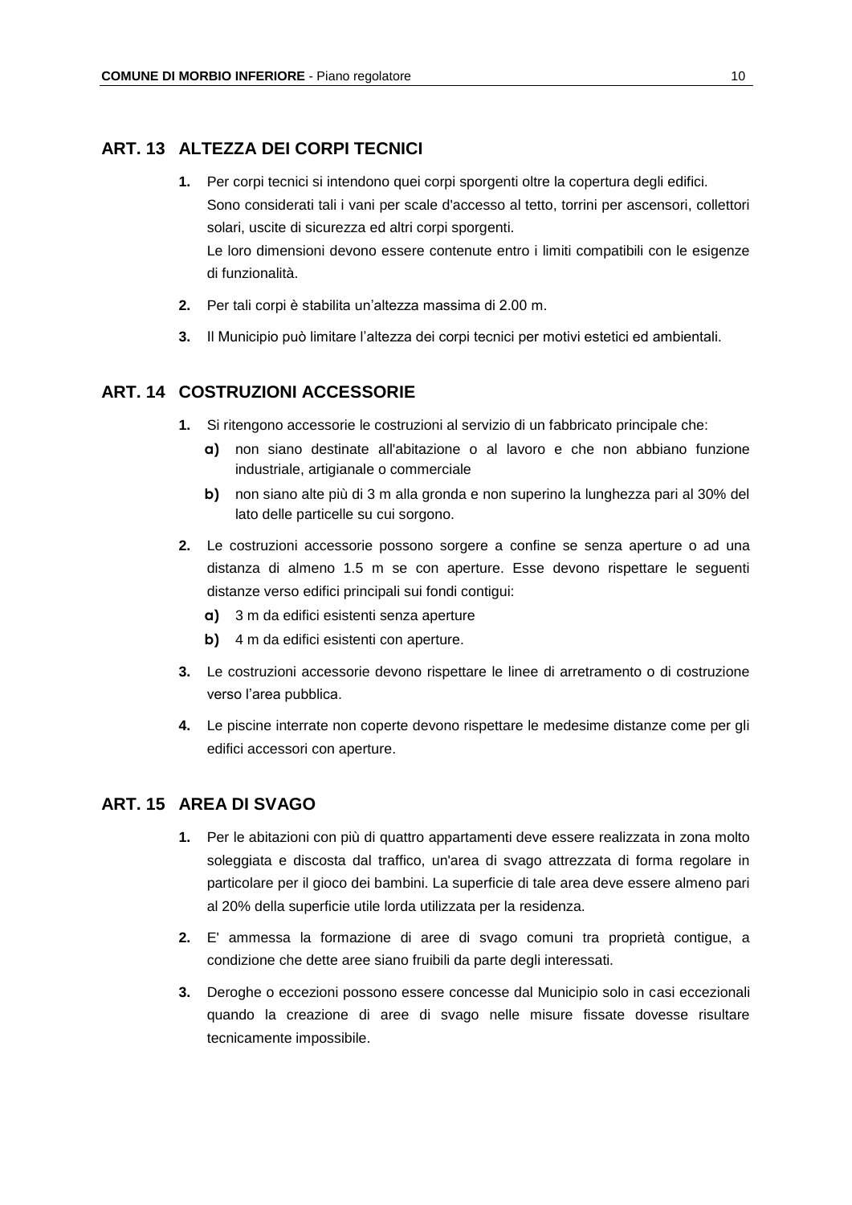## ART. 13 ALTEZZA DEI CORPI TECNICI

**1.** Per corpi tecnici si intendono quei corpi sporgenti oltre la copertura degli edifici.
Sono considerati tali i vani per scale d'accesso al tetto, torrini per ascensori, collettori solari, uscite di sicurezza ed altri corpi sporgenti.
Le loro dimensioni devono essere contenute entro i limiti compatibili con le esigenze di funzionalità.

**2.** Per tali corpi è stabilita un'altezza massima di 2.00 m.

**3.** Il Municipio può limitare l'altezza dei corpi tecnici per motivi estetici ed ambientali.

## ART. 14 COSTRUZIONI ACCESSORIE

**1.** Si ritengono accessorie le costruzioni al servizio di un fabbricato principale che:

- **a)** non siano destinate all'abitazione o al lavoro e che non abbiano funzione industriale, artigianale o commerciale
- **b)** non siano alte più di 3 m alla gronda e non superino la lunghezza pari al 30% del lato delle particelle su cui sorgono.

**2.** Le costruzioni accessorie possono sorgere a confine se senza aperture o ad una distanza di almeno 1.5 m se con aperture. Esse devono rispettare le seguenti distanze verso edifici principali sui fondi contigui:

- **a)** 3 m da edifici esistenti senza aperture
- **b)** 4 m da edifici esistenti con aperture.

**3.** Le costruzioni accessorie devono rispettare le linee di arretramento o di costruzione verso l'area pubblica.

**4.** Le piscine interrate non coperte devono rispettare le medesime distanze come per gli edifici accessori con aperture.

## ART. 15 AREA DI SVAGO

**1.** Per le abitazioni con più di quattro appartamenti deve essere realizzata in zona molto soleggiata e discosta dal traffico, un'area di svago attrezzata di forma regolare in particolare per il gioco dei bambini. La superficie di tale area deve essere almeno pari al 20% della superficie utile lorda utilizzata per la residenza.

**2.** E' ammessa la formazione di aree di svago comuni tra proprietà contigue, a condizione che dette aree siano fruibili da parte degli interessati.

**3.** Deroghe o eccezioni possono essere concesse dal Municipio solo in casi eccezionali quando la creazione di aree di svago nelle misure fissate dovesse risultare tecnicamente impossibile.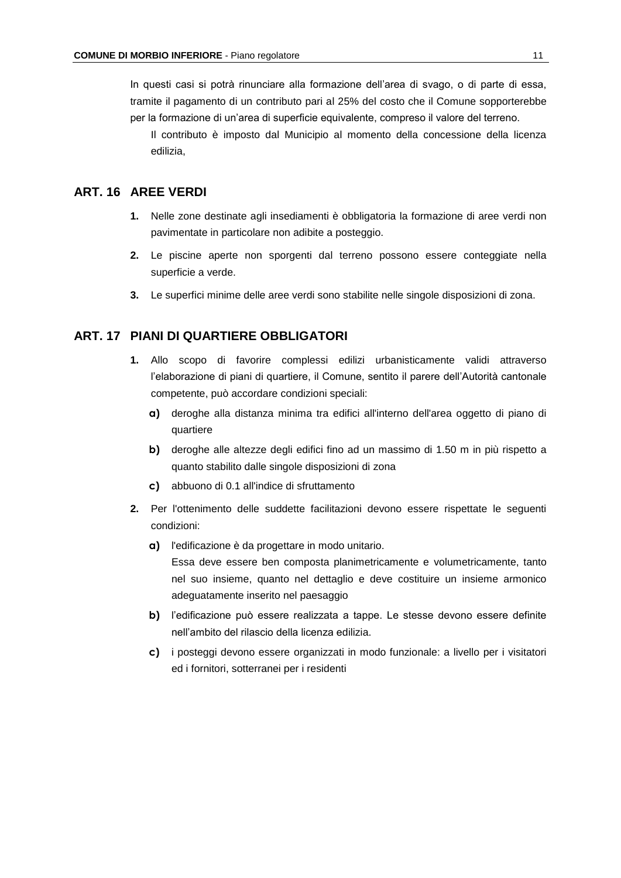In questi casi si potrà rinunciare alla formazione dell'area di svago, o di parte di essa, tramite il pagamento di un contributo pari al 25% del costo che il Comune sopporterebbe per la formazione di un'area di superficie equivalente, compreso il valore del terreno.

Il contributo è imposto dal Municipio al momento della concessione della licenza edilizia,

## ART. 16 AREE VERDI

1. Nelle zone destinate agli insediamenti è obbligatoria la formazione di aree verdi non pavimentate in particolare non adibite a posteggio.
2. Le piscine aperte non sporgenti dal terreno possono essere conteggiate nella superficie a verde.
3. Le superfici minime delle aree verdi sono stabilite nelle singole disposizioni di zona.

## ART. 17 PIANI DI QUARTIERE OBBLIGATORI

1. Allo scopo di favorire complessi edilizi urbanisticamente validi attraverso l'elaborazione di piani di quartiere, il Comune, sentito il parere dell'Autorità cantonale competente, può accordare condizioni speciali:
   - **a)** deroghe alla distanza minima tra edifici all'interno dell'area oggetto di piano di quartiere
   - **b)** deroghe alle altezze degli edifici fino ad un massimo di 1.50 m in più rispetto a quanto stabilito dalle singole disposizioni di zona
   - **c)** abbuono di 0.1 all'indice di sfruttamento
2. Per l'ottenimento delle suddette facilitazioni devono essere rispettate le seguenti condizioni:
   - **a)** l'edificazione è da progettare in modo unitario.
     Essa deve essere ben composta planimetricamente e volumetricamente, tanto nel suo insieme, quanto nel dettaglio e deve costituire un insieme armonico adeguatamente inserito nel paesaggio
   - **b)** l'edificazione può essere realizzata a tappe. Le stesse devono essere definite nell'ambito del rilascio della licenza edilizia.
   - **c)** i posteggi devono essere organizzati in modo funzionale: a livello per i visitatori ed i fornitori, sotterranei per i residenti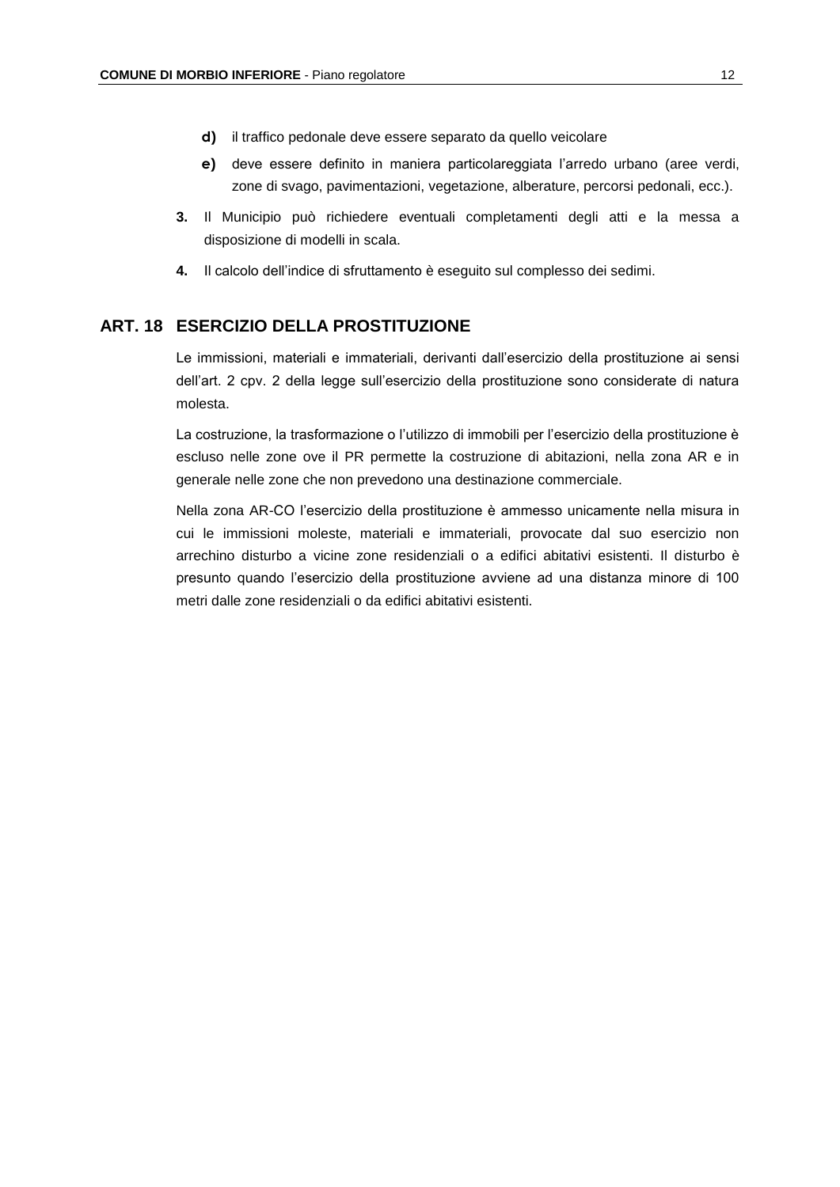**d)** il traffico pedonale deve essere separato da quello veicolare

**e)** deve essere definito in maniera particolareggiata l'arredo urbano (aree verdi, zone di svago, pavimentazioni, vegetazione, alberature, percorsi pedonali, ecc.).

**3.** Il Municipio può richiedere eventuali completamenti degli atti e la messa a disposizione di modelli in scala.

**4.** Il calcolo dell'indice di sfruttamento è eseguito sul complesso dei sedimi.

## ART. 18 ESERCIZIO DELLA PROSTITUZIONE

Le immissioni, materiali e immateriali, derivanti dall'esercizio della prostituzione ai sensi dell'art. 2 cpv. 2 della legge sull'esercizio della prostituzione sono considerate di natura molesta.

La costruzione, la trasformazione o l'utilizzo di immobili per l'esercizio della prostituzione è escluso nelle zone ove il PR permette la costruzione di abitazioni, nella zona AR e in generale nelle zone che non prevedono una destinazione commerciale.

Nella zona AR-CO l'esercizio della prostituzione è ammesso unicamente nella misura in cui le immissioni moleste, materiali e immateriali, provocate dal suo esercizio non arrechino disturbo a vicine zone residenziali o a edifici abitativi esistenti. Il disturbo è presunto quando l'esercizio della prostituzione avviene ad una distanza minore di 100 metri dalle zone residenziali o da edifici abitativi esistenti.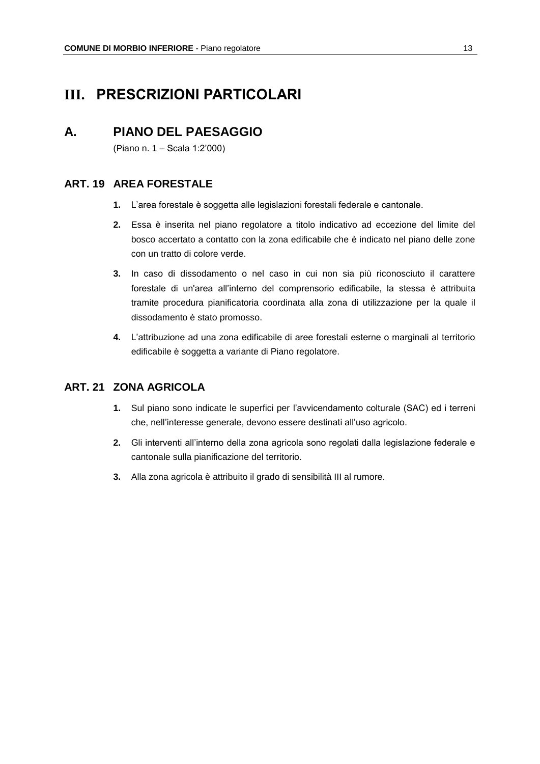# III. PRESCRIZIONI PARTICOLARI

## A. PIANO DEL PAESAGGIO

(Piano n. 1 – Scala 1:2'000)

### ART. 19 AREA FORESTALE

1. L'area forestale è soggetta alle legislazioni forestali federale e cantonale.
2. Essa è inserita nel piano regolatore a titolo indicativo ad eccezione del limite del bosco accertato a contatto con la zona edificabile che è indicato nel piano delle zone con un tratto di colore verde.
3. In caso di dissodamento o nel caso in cui non sia più riconosciuto il carattere forestale di un'area all'interno del comprensorio edificabile, la stessa è attribuita tramite procedura pianificatoria coordinata alla zona di utilizzazione per la quale il dissodamento è stato promosso.
4. L'attribuzione ad una zona edificabile di aree forestali esterne o marginali al territorio edificabile è soggetta a variante di Piano regolatore.

### ART. 21 ZONA AGRICOLA

1. Sul piano sono indicate le superfici per l'avvicendamento colturale (SAC) ed i terreni che, nell'interesse generale, devono essere destinati all'uso agricolo.
2. Gli interventi all'interno della zona agricola sono regolati dalla legislazione federale e cantonale sulla pianificazione del territorio.
3. Alla zona agricola è attribuito il grado di sensibilità III al rumore.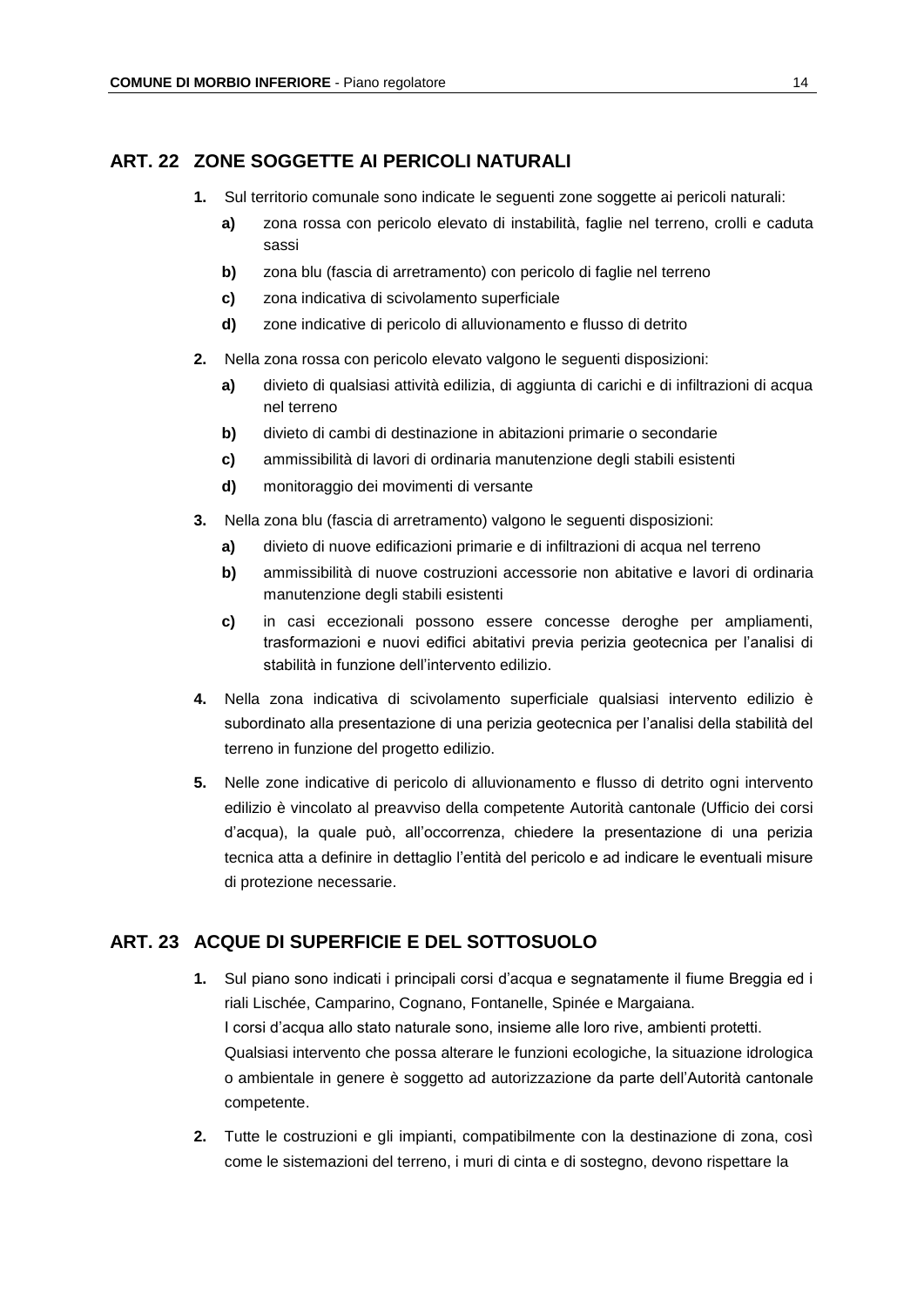## ART. 22 ZONE SOGGETTE AI PERICOLI NATURALI

**1.** Sul territorio comunale sono indicate le seguenti zone soggette ai pericoli naturali:

- **a)** zona rossa con pericolo elevato di instabilità, faglie nel terreno, crolli e caduta sassi
- **b)** zona blu (fascia di arretramento) con pericolo di faglie nel terreno
- **c)** zona indicativa di scivolamento superficiale
- **d)** zone indicative di pericolo di alluvionamento e flusso di detrito

**2.** Nella zona rossa con pericolo elevato valgono le seguenti disposizioni:

- **a)** divieto di qualsiasi attività edilizia, di aggiunta di carichi e di infiltrazioni di acqua nel terreno
- **b)** divieto di cambi di destinazione in abitazioni primarie o secondarie
- **c)** ammissibilità di lavori di ordinaria manutenzione degli stabili esistenti
- **d)** monitoraggio dei movimenti di versante

**3.** Nella zona blu (fascia di arretramento) valgono le seguenti disposizioni:

- **a)** divieto di nuove edificazioni primarie e di infiltrazioni di acqua nel terreno
- **b)** ammissibilità di nuove costruzioni accessorie non abitative e lavori di ordinaria manutenzione degli stabili esistenti
- **c)** in casi eccezionali possono essere concesse deroghe per ampliamenti, trasformazioni e nuovi edifici abitativi previa perizia geotecnica per l'analisi di stabilità in funzione dell'intervento edilizio.

**4.** Nella zona indicativa di scivolamento superficiale qualsiasi intervento edilizio è subordinato alla presentazione di una perizia geotecnica per l'analisi della stabilità del terreno in funzione del progetto edilizio.

**5.** Nelle zone indicative di pericolo di alluvionamento e flusso di detrito ogni intervento edilizio è vincolato al preavviso della competente Autorità cantonale (Ufficio dei corsi d'acqua), la quale può, all'occorrenza, chiedere la presentazione di una perizia tecnica atta a definire in dettaglio l'entità del pericolo e ad indicare le eventuali misure di protezione necessarie.

## ART. 23 ACQUE DI SUPERFICIE E DEL SOTTOSUOLO

**1.** Sul piano sono indicati i principali corsi d'acqua e segnatamente il fiume Breggia ed i riali Lischée, Camparino, Cognano, Fontanelle, Spinée e Margaiana.
I corsi d'acqua allo stato naturale sono, insieme alle loro rive, ambienti protetti.
Qualsiasi intervento che possa alterare le funzioni ecologiche, la situazione idrologica o ambientale in genere è soggetto ad autorizzazione da parte dell'Autorità cantonale competente.

**2.** Tutte le costruzioni e gli impianti, compatibilmente con la destinazione di zona, così come le sistemazioni del terreno, i muri di cinta e di sostegno, devono rispettare la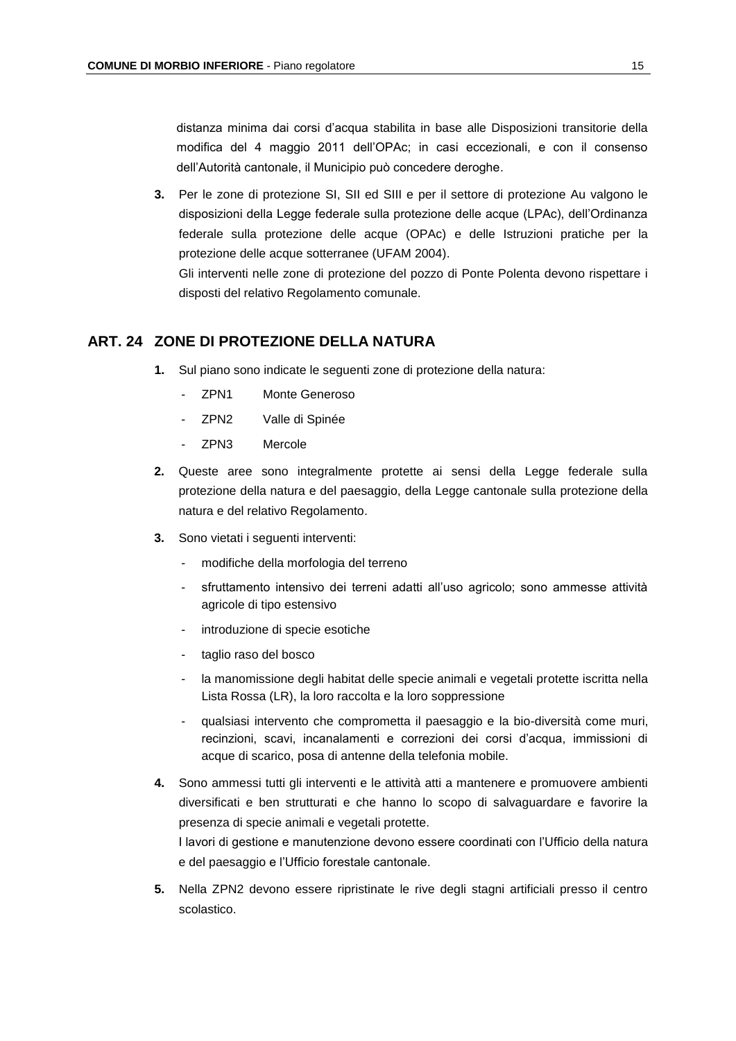distanza minima dai corsi d'acqua stabilita in base alle Disposizioni transitorie della modifica del 4 maggio 2011 dell'OPAc; in casi eccezionali, e con il consenso dell'Autorità cantonale, il Municipio può concedere deroghe.

**3.** Per le zone di protezione SI, SII ed SIII e per il settore di protezione Au valgono le disposizioni della Legge federale sulla protezione delle acque (LPAc), dell'Ordinanza federale sulla protezione delle acque (OPAc) e delle Istruzioni pratiche per la protezione delle acque sotterranee (UFAM 2004).
Gli interventi nelle zone di protezione del pozzo di Ponte Polenta devono rispettare i disposti del relativo Regolamento comunale.

## ART. 24 ZONE DI PROTEZIONE DELLA NATURA

**1.** Sul piano sono indicate le seguenti zone di protezione della natura:

- ZPN1 Monte Generoso
- ZPN2 Valle di Spinée
- ZPN3 Mercole

**2.** Queste aree sono integralmente protette ai sensi della Legge federale sulla protezione della natura e del paesaggio, della Legge cantonale sulla protezione della natura e del relativo Regolamento.

**3.** Sono vietati i seguenti interventi:

- modifiche della morfologia del terreno
- sfruttamento intensivo dei terreni adatti all'uso agricolo; sono ammesse attività agricole di tipo estensivo
- introduzione di specie esotiche
- taglio raso del bosco
- la manomissione degli habitat delle specie animali e vegetali protette iscritta nella Lista Rossa (LR), la loro raccolta e la loro soppressione
- qualsiasi intervento che comprometta il paesaggio e la bio-diversità come muri, recinzioni, scavi, incanalamenti e correzioni dei corsi d'acqua, immissioni di acque di scarico, posa di antenne della telefonia mobile.

**4.** Sono ammessi tutti gli interventi e le attività atti a mantenere e promuovere ambienti diversificati e ben strutturati e che hanno lo scopo di salvaguardare e favorire la presenza di specie animali e vegetali protette.
I lavori di gestione e manutenzione devono essere coordinati con l'Ufficio della natura e del paesaggio e l'Ufficio forestale cantonale.

**5.** Nella ZPN2 devono essere ripristinate le rive degli stagni artificiali presso il centro scolastico.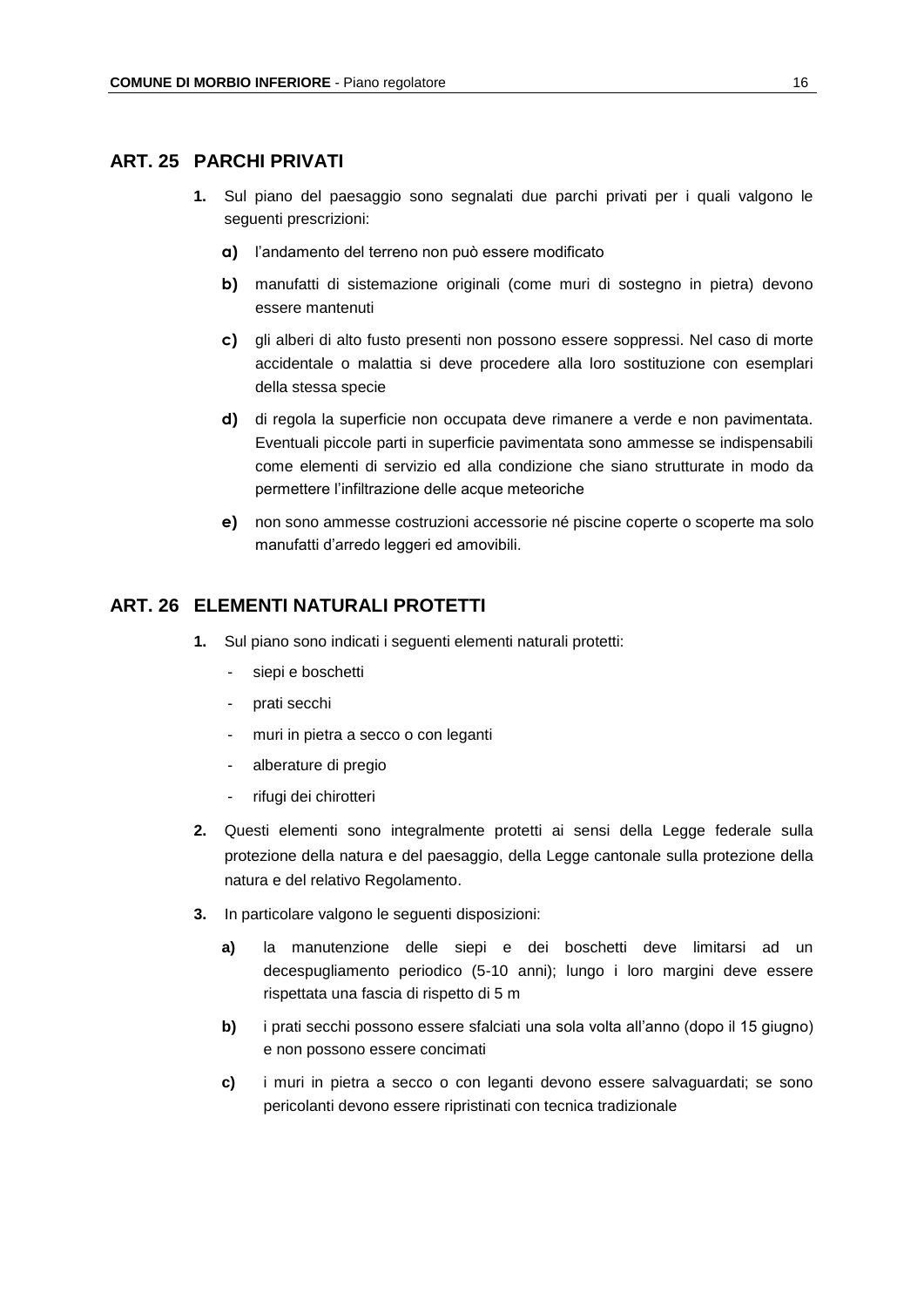## ART. 25 PARCHI PRIVATI

**1.** Sul piano del paesaggio sono segnalati due parchi privati per i quali valgono le seguenti prescrizioni:

**a)** l'andamento del terreno non può essere modificato

**b)** manufatti di sistemazione originali (come muri di sostegno in pietra) devono essere mantenuti

**c)** gli alberi di alto fusto presenti non possono essere soppressi. Nel caso di morte accidentale o malattia si deve procedere alla loro sostituzione con esemplari della stessa specie

**d)** di regola la superficie non occupata deve rimanere a verde e non pavimentata. Eventuali piccole parti in superficie pavimentata sono ammesse se indispensabili come elementi di servizio ed alla condizione che siano strutturate in modo da permettere l'infiltrazione delle acque meteoriche

**e)** non sono ammesse costruzioni accessorie né piscine coperte o scoperte ma solo manufatti d'arredo leggeri ed amovibili.

## ART. 26 ELEMENTI NATURALI PROTETTI

**1.** Sul piano sono indicati i seguenti elementi naturali protetti:

- siepi e boschetti
- prati secchi
- muri in pietra a secco o con leganti
- alberature di pregio
- rifugi dei chirotteri

**2.** Questi elementi sono integralmente protetti ai sensi della Legge federale sulla protezione della natura e del paesaggio, della Legge cantonale sulla protezione della natura e del relativo Regolamento.

**3.** In particolare valgono le seguenti disposizioni:

**a)** la manutenzione delle siepi e dei boschetti deve limitarsi ad un decespugliamento periodico (5-10 anni); lungo i loro margini deve essere rispettata una fascia di rispetto di 5 m

**b)** i prati secchi possono essere sfalciati una sola volta all'anno (dopo il 15 giugno) e non possono essere concimati

**c)** i muri in pietra a secco o con leganti devono essere salvaguardati; se sono pericolanti devono essere ripristinati con tecnica tradizionale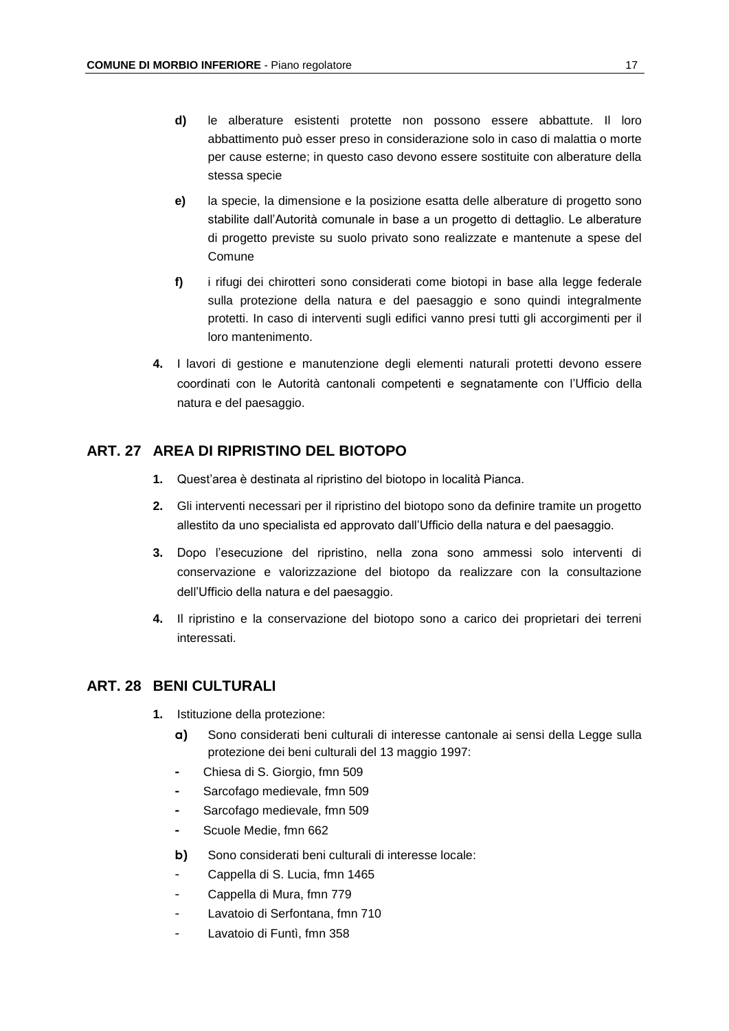**d)** le alberature esistenti protette non possono essere abbattute. Il loro abbattimento può esser preso in considerazione solo in caso di malattia o morte per cause esterne; in questo caso devono essere sostituite con alberature della stessa specie

**e)** la specie, la dimensione e la posizione esatta delle alberature di progetto sono stabilite dall'Autorità comunale in base a un progetto di dettaglio. Le alberature di progetto previste su suolo privato sono realizzate e mantenute a spese del Comune

**f)** i rifugi dei chirotteri sono considerati come biotopi in base alla legge federale sulla protezione della natura e del paesaggio e sono quindi integralmente protetti. In caso di interventi sugli edifici vanno presi tutti gli accorgimenti per il loro mantenimento.

**4.** I lavori di gestione e manutenzione degli elementi naturali protetti devono essere coordinati con le Autorità cantonali competenti e segnatamente con l'Ufficio della natura e del paesaggio.

## ART. 27 AREA DI RIPRISTINO DEL BIOTOPO

**1.** Quest'area è destinata al ripristino del biotopo in località Pianca.

**2.** Gli interventi necessari per il ripristino del biotopo sono da definire tramite un progetto allestito da uno specialista ed approvato dall'Ufficio della natura e del paesaggio.

**3.** Dopo l'esecuzione del ripristino, nella zona sono ammessi solo interventi di conservazione e valorizzazione del biotopo da realizzare con la consultazione dell'Ufficio della natura e del paesaggio.

**4.** Il ripristino e la conservazione del biotopo sono a carico dei proprietari dei terreni interessati.

## ART. 28 BENI CULTURALI

**1.** Istituzione della protezione:

**a)** Sono considerati beni culturali di interesse cantonale ai sensi della Legge sulla protezione dei beni culturali del 13 maggio 1997:

- Chiesa di S. Giorgio, fmn 509
- Sarcofago medievale, fmn 509
- Sarcofago medievale, fmn 509
- Scuole Medie, fmn 662

**b)** Sono considerati beni culturali di interesse locale:

- Cappella di S. Lucia, fmn 1465
- Cappella di Mura, fmn 779
- Lavatoio di Serfontana, fmn 710
- Lavatoio di Funtì, fmn 358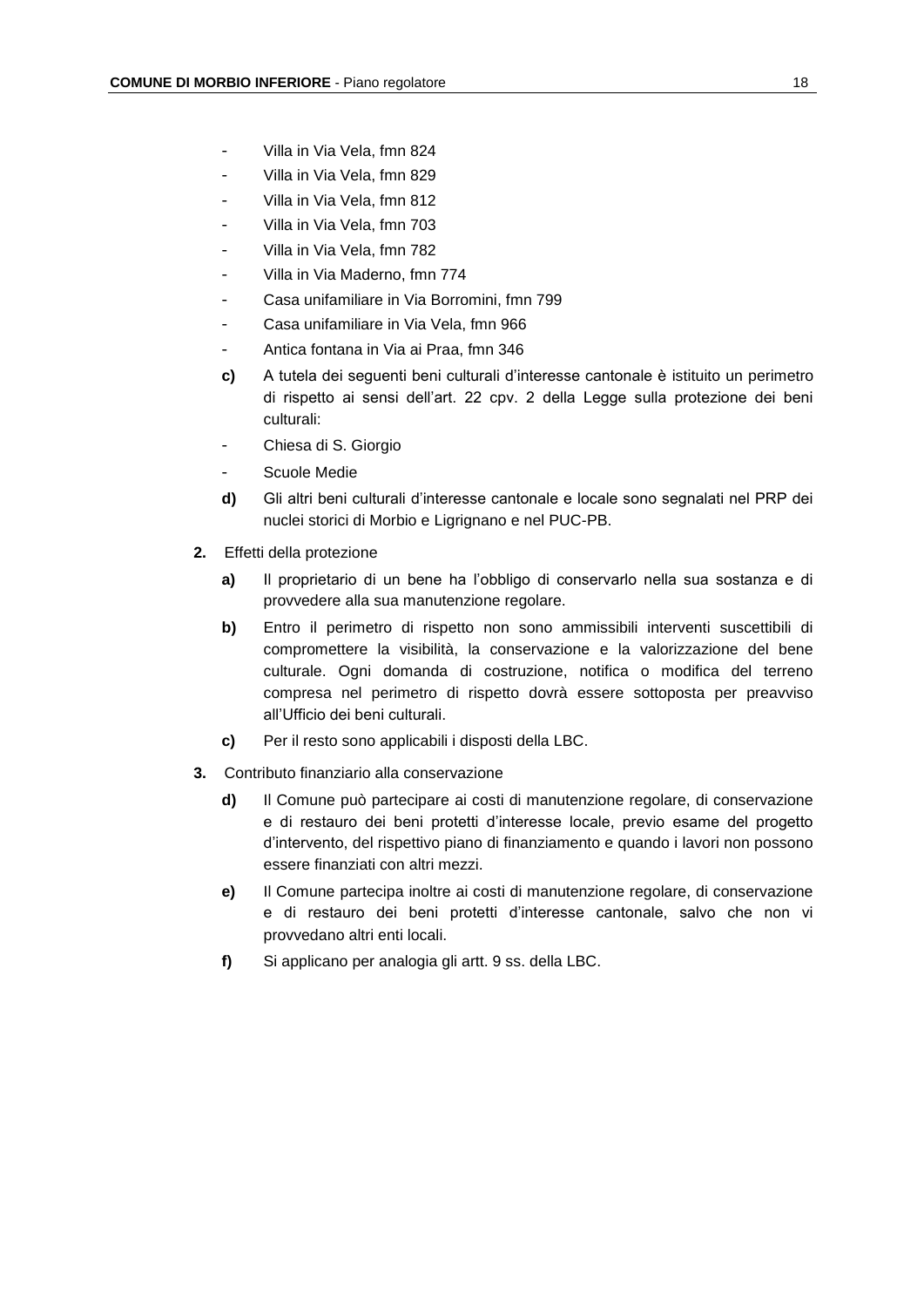- Villa in Via Vela, fmn 824
- Villa in Via Vela, fmn 829
- Villa in Via Vela, fmn 812
- Villa in Via Vela, fmn 703
- Villa in Via Vela, fmn 782
- Villa in Via Maderno, fmn 774
- Casa unifamiliare in Via Borromini, fmn 799
- Casa unifamiliare in Via Vela, fmn 966
- Antica fontana in Via ai Praa, fmn 346

**c)** A tutela dei seguenti beni culturali d'interesse cantonale è istituito un perimetro di rispetto ai sensi dell'art. 22 cpv. 2 della Legge sulla protezione dei beni culturali:

- Chiesa di S. Giorgio
- Scuole Medie

**d)** Gli altri beni culturali d'interesse cantonale e locale sono segnalati nel PRP dei nuclei storici di Morbio e Ligrignano e nel PUC-PB.

**2.** Effetti della protezione

**a)** Il proprietario di un bene ha l'obbligo di conservarlo nella sua sostanza e di provvedere alla sua manutenzione regolare.

**b)** Entro il perimetro di rispetto non sono ammissibili interventi suscettibili di compromettere la visibilità, la conservazione e la valorizzazione del bene culturale. Ogni domanda di costruzione, notifica o modifica del terreno compresa nel perimetro di rispetto dovrà essere sottoposta per preavviso all'Ufficio dei beni culturali.

**c)** Per il resto sono applicabili i disposti della LBC.

**3.** Contributo finanziario alla conservazione

**d)** Il Comune può partecipare ai costi di manutenzione regolare, di conservazione e di restauro dei beni protetti d'interesse locale, previo esame del progetto d'intervento, del rispettivo piano di finanziamento e quando i lavori non possono essere finanziati con altri mezzi.

**e)** Il Comune partecipa inoltre ai costi di manutenzione regolare, di conservazione e di restauro dei beni protetti d'interesse cantonale, salvo che non vi provvedano altri enti locali.

**f)** Si applicano per analogia gli artt. 9 ss. della LBC.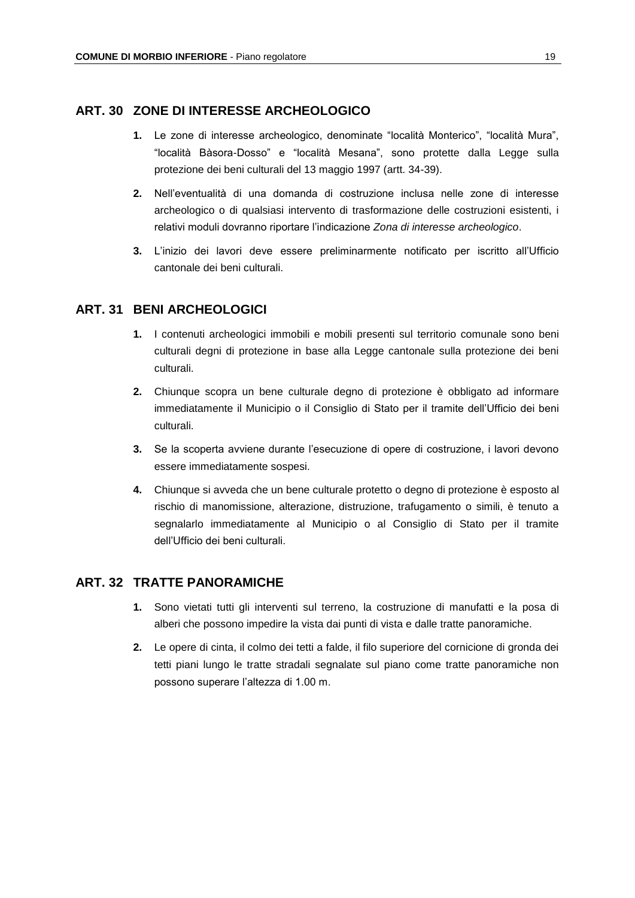## ART. 30 ZONE DI INTERESSE ARCHEOLOGICO

**1.** Le zone di interesse archeologico, denominate "località Monterico", "località Mura", "località Bàsora-Dosso" e "località Mesana", sono protette dalla Legge sulla protezione dei beni culturali del 13 maggio 1997 (artt. 34-39).

**2.** Nell'eventualità di una domanda di costruzione inclusa nelle zone di interesse archeologico o di qualsiasi intervento di trasformazione delle costruzioni esistenti, i relativi moduli dovranno riportare l'indicazione *Zona di interesse archeologico*.

**3.** L'inizio dei lavori deve essere preliminarmente notificato per iscritto all'Ufficio cantonale dei beni culturali.

## ART. 31 BENI ARCHEOLOGICI

**1.** I contenuti archeologici immobili e mobili presenti sul territorio comunale sono beni culturali degni di protezione in base alla Legge cantonale sulla protezione dei beni culturali.

**2.** Chiunque scopra un bene culturale degno di protezione è obbligato ad informare immediatamente il Municipio o il Consiglio di Stato per il tramite dell'Ufficio dei beni culturali.

**3.** Se la scoperta avviene durante l'esecuzione di opere di costruzione, i lavori devono essere immediatamente sospesi.

**4.** Chiunque si avveda che un bene culturale protetto o degno di protezione è esposto al rischio di manomissione, alterazione, distruzione, trafugamento o simili, è tenuto a segnalarlo immediatamente al Municipio o al Consiglio di Stato per il tramite dell'Ufficio dei beni culturali.

## ART. 32 TRATTE PANORAMICHE

**1.** Sono vietati tutti gli interventi sul terreno, la costruzione di manufatti e la posa di alberi che possono impedire la vista dai punti di vista e dalle tratte panoramiche.

**2.** Le opere di cinta, il colmo dei tetti a falde, il filo superiore del cornicione di gronda dei tetti piani lungo le tratte stradali segnalate sul piano come tratte panoramiche non possono superare l'altezza di 1.00 m.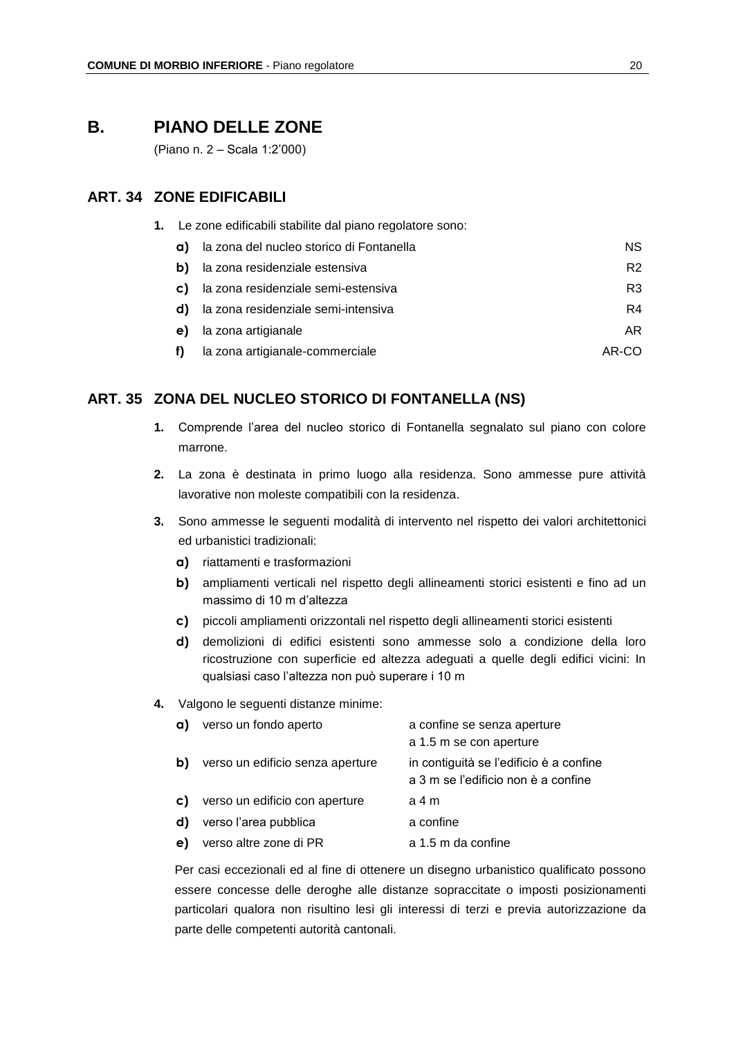# B. PIANO DELLE ZONE

(Piano n. 2 – Scala 1:2'000)

## ART. 34 ZONE EDIFICABILI

**1.** Le zone edificabili stabilite dal piano regolatore sono:

| | | |
|---|---|---|
| **a)** | la zona del nucleo storico di Fontanella | NS |
| **b)** | la zona residenziale estensiva | R2 |
| **c)** | la zona residenziale semi-estensiva | R3 |
| **d)** | la zona residenziale semi-intensiva | R4 |
| **e)** | la zona artigianale | AR |
| **f)** | la zona artigianale-commerciale | AR-CO |

## ART. 35 ZONA DEL NUCLEO STORICO DI FONTANELLA (NS)

**1.** Comprende l'area del nucleo storico di Fontanella segnalato sul piano con colore marrone.

**2.** La zona è destinata in primo luogo alla residenza. Sono ammesse pure attività lavorative non moleste compatibili con la residenza.

**3.** Sono ammesse le seguenti modalità di intervento nel rispetto dei valori architettonici ed urbanistici tradizionali:

**a)** riattamenti e trasformazioni

**b)** ampliamenti verticali nel rispetto degli allineamenti storici esistenti e fino ad un massimo di 10 m d'altezza

**c)** piccoli ampliamenti orizzontali nel rispetto degli allineamenti storici esistenti

**d)** demolizioni di edifici esistenti sono ammesse solo a condizione della loro ricostruzione con superficie ed altezza adeguati a quelle degli edifici vicini: In qualsiasi caso l'altezza non può superare i 10 m

**4.** Valgono le seguenti distanze minime:

| | | |
|---|---|---|
| **a)** | verso un fondo aperto | a confine se senza aperture<br>a 1.5 m se con aperture |
| **b)** | verso un edificio senza aperture | in contiguità se l'edificio è a confine<br>a 3 m se l'edificio non è a confine |
| **c)** | verso un edificio con aperture | a 4 m |
| **d)** | verso l'area pubblica | a confine |
| **e)** | verso altre zone di PR | a 1.5 m da confine |

Per casi eccezionali ed al fine di ottenere un disegno urbanistico qualificato possono essere concesse delle deroghe alle distanze sopraccitate o imposti posizionamenti particolari qualora non risultino lesi gli interessi di terzi e previa autorizzazione da parte delle competenti autorità cantonali.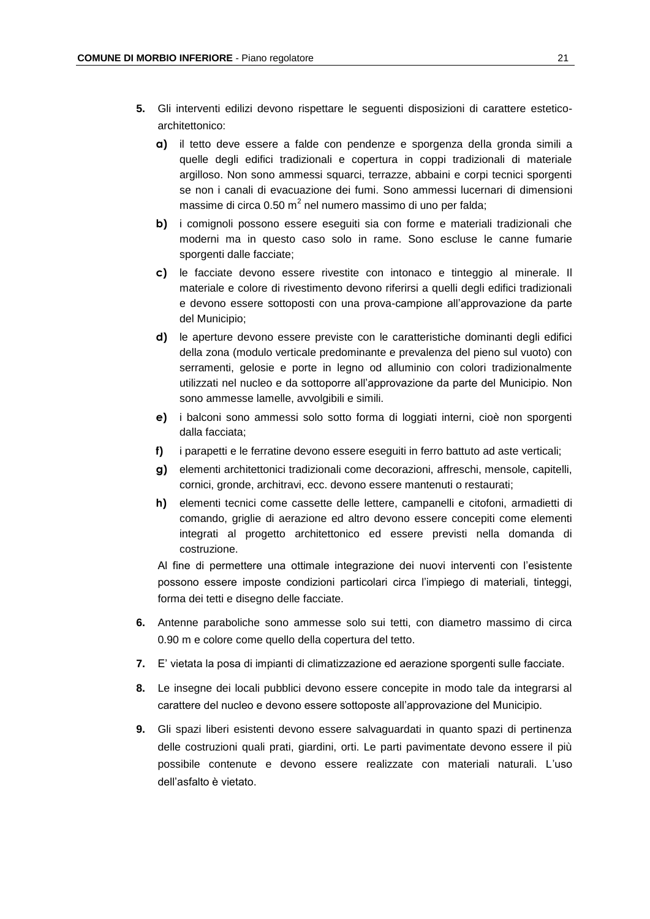**5.** Gli interventi edilizi devono rispettare le seguenti disposizioni di carattere estetico-architettonico:

**a)** il tetto deve essere a falde con pendenze e sporgenza della gronda simili a quelle degli edifici tradizionali e copertura in coppi tradizionali di materiale argilloso. Non sono ammessi squarci, terrazze, abbaini e corpi tecnici sporgenti se non i canali di evacuazione dei fumi. Sono ammessi lucernari di dimensioni massime di circa 0.50 $m^2$ nel numero massimo di uno per falda;

**b)** i comignoli possono essere eseguiti sia con forme e materiali tradizionali che moderni ma in questo caso solo in rame. Sono escluse le canne fumarie sporgenti dalle facciate;

**c)** le facciate devono essere rivestite con intonaco e tinteggio al minerale. Il materiale e colore di rivestimento devono riferirsi a quelli degli edifici tradizionali e devono essere sottoposti con una prova-campione all'approvazione da parte del Municipio;

**d)** le aperture devono essere previste con le caratteristiche dominanti degli edifici della zona (modulo verticale predominante e prevalenza del pieno sul vuoto) con serramenti, gelosie e porte in legno od alluminio con colori tradizionalmente utilizzati nel nucleo e da sottoporre all'approvazione da parte del Municipio. Non sono ammesse lamelle, avvolgibili e simili.

**e)** i balconi sono ammessi solo sotto forma di loggiati interni, cioè non sporgenti dalla facciata;

**f)** i parapetti e le ferratine devono essere eseguiti in ferro battuto ad aste verticali;

**g)** elementi architettonici tradizionali come decorazioni, affreschi, mensole, capitelli, cornici, gronde, architravi, ecc. devono essere mantenuti o restaurati;

**h)** elementi tecnici come cassette delle lettere, campanelli e citofoni, armadietti di comando, griglie di aerazione ed altro devono essere concepiti come elementi integrati al progetto architettonico ed essere previsti nella domanda di costruzione.

Al fine di permettere una ottimale integrazione dei nuovi interventi con l'esistente possono essere imposte condizioni particolari circa l'impiego di materiali, tinteggi, forma dei tetti e disegno delle facciate.

**6.** Antenne paraboliche sono ammesse solo sui tetti, con diametro massimo di circa 0.90 m e colore come quello della copertura del tetto.

**7.** E' vietata la posa di impianti di climatizzazione ed aerazione sporgenti sulle facciate.

**8.** Le insegne dei locali pubblici devono essere concepite in modo tale da integrarsi al carattere del nucleo e devono essere sottoposte all'approvazione del Municipio.

**9.** Gli spazi liberi esistenti devono essere salvaguardati in quanto spazi di pertinenza delle costruzioni quali prati, giardini, orti. Le parti pavimentate devono essere il più possibile contenute e devono essere realizzate con materiali naturali. L'uso dell'asfalto è vietato.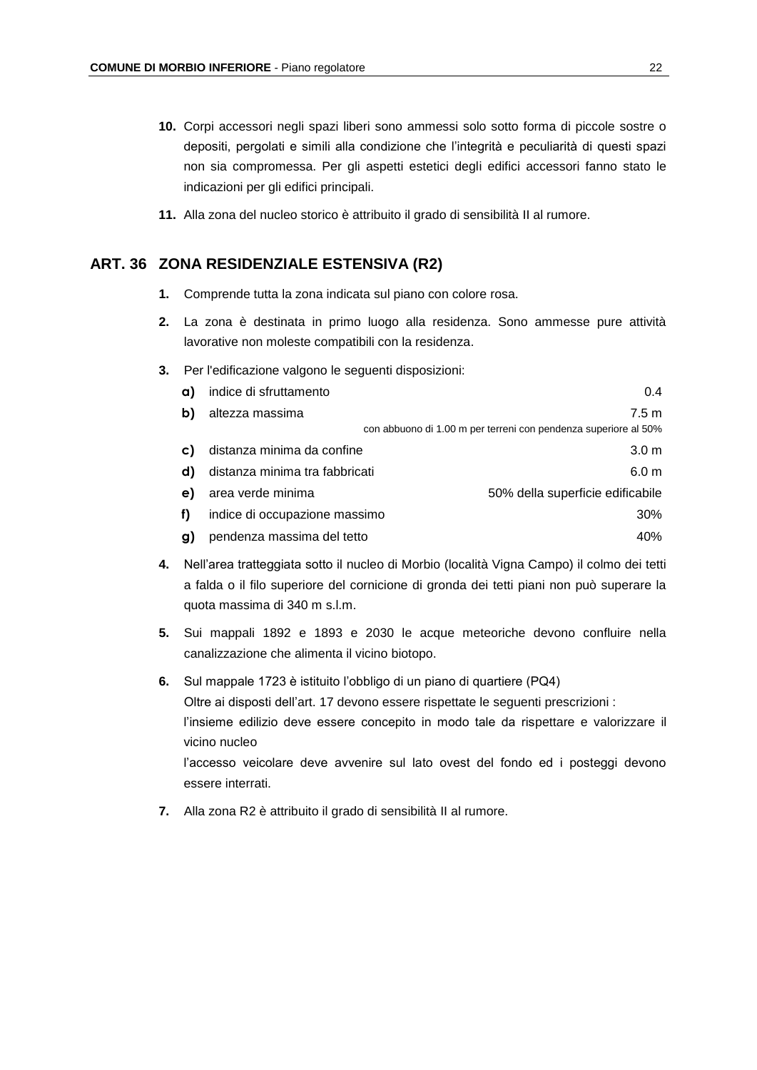10. Corpi accessori negli spazi liberi sono ammessi solo sotto forma di piccole sostre o depositi, pergolati e simili alla condizione che l'integrità e peculiarità di questi spazi non sia compromessa. Per gli aspetti estetici degli edifici accessori fanno stato le indicazioni per gli edifici principali.

11. Alla zona del nucleo storico è attribuito il grado di sensibilità II al rumore.

## ART. 36 ZONA RESIDENZIALE ESTENSIVA (R2)

1. Comprende tutta la zona indicata sul piano con colore rosa.

2. La zona è destinata in primo luogo alla residenza. Sono ammesse pure attività lavorative non moleste compatibili con la residenza.

3. Per l'edificazione valgono le seguenti disposizioni:

   a) indice di sfruttamento — 0.4
   
   b) altezza massima — 7.5 m
   con abbuono di 1.00 m per terreni con pendenza superiore al 50%
   
   c) distanza minima da confine — 3.0 m
   
   d) distanza minima tra fabbricati — 6.0 m
   
   e) area verde minima — 50% della superficie edificabile
   
   f) indice di occupazione massimo — 30%
   
   g) pendenza massima del tetto — 40%

4. Nell'area tratteggiata sotto il nucleo di Morbio (località Vigna Campo) il colmo dei tetti a falda o il filo superiore del cornicione di gronda dei tetti piani non può superare la quota massima di 340 m s.l.m.

5. Sui mappali 1892 e 1893 e 2030 le acque meteoriche devono confluire nella canalizzazione che alimenta il vicino biotopo.

6. Sul mappale 1723 è istituito l'obbligo di un piano di quartiere (PQ4)
   Oltre ai disposti dell'art. 17 devono essere rispettate le seguenti prescrizioni :
   l'insieme edilizio deve essere concepito in modo tale da rispettare e valorizzare il vicino nucleo
   l'accesso veicolare deve avvenire sul lato ovest del fondo ed i posteggi devono essere interrati.

7. Alla zona R2 è attribuito il grado di sensibilità II al rumore.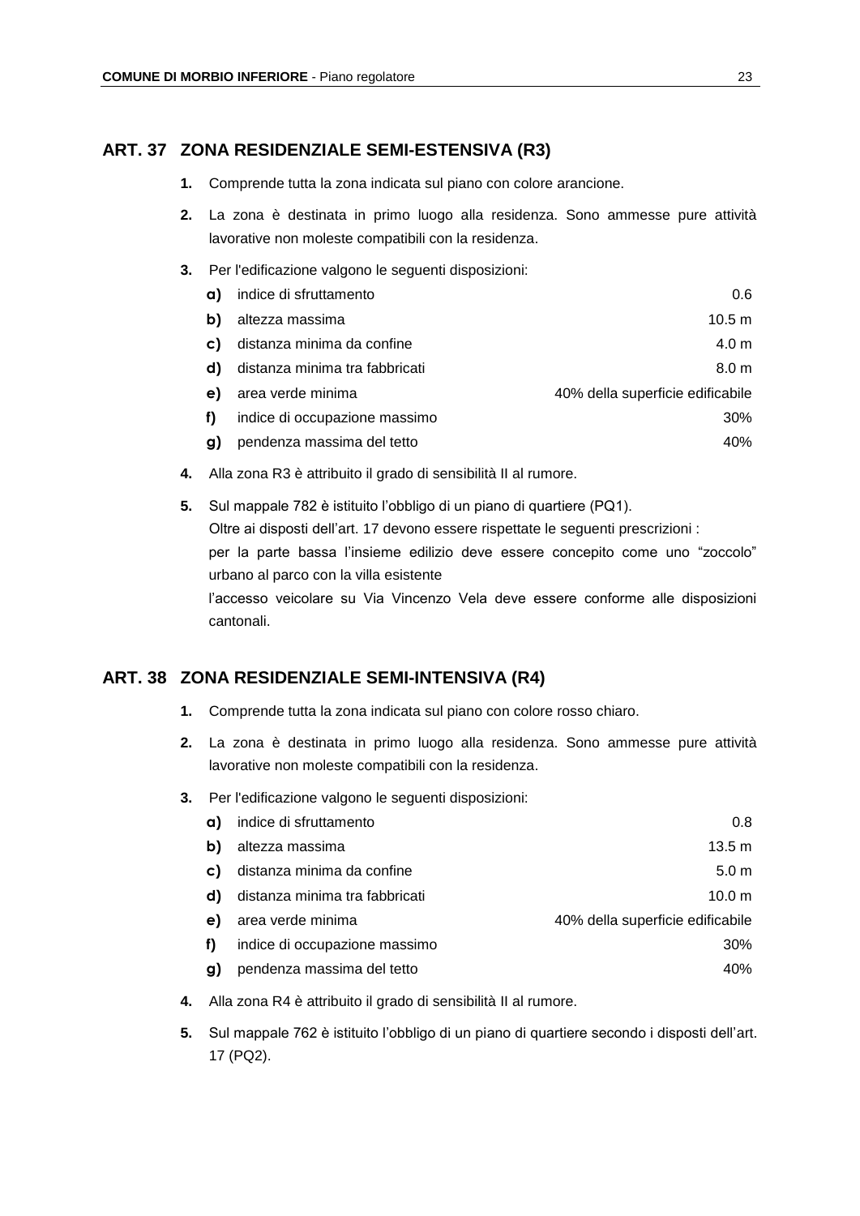## ART. 37 ZONA RESIDENZIALE SEMI-ESTENSIVA (R3)

**1.** Comprende tutta la zona indicata sul piano con colore arancione.

**2.** La zona è destinata in primo luogo alla residenza. Sono ammesse pure attività lavorative non moleste compatibili con la residenza.

**3.** Per l'edificazione valgono le seguenti disposizioni:

| | | |
|---|---|---|
| **a)** | indice di sfruttamento | 0.6 |
| **b)** | altezza massima | 10.5 m |
| **c)** | distanza minima da confine | 4.0 m |
| **d)** | distanza minima tra fabbricati | 8.0 m |
| **e)** | area verde minima | 40% della superficie edificabile |
| **f)** | indice di occupazione massimo | 30% |
| **g)** | pendenza massima del tetto | 40% |

**4.** Alla zona R3 è attribuito il grado di sensibilità II al rumore.

**5.** Sul mappale 782 è istituito l'obbligo di un piano di quartiere (PQ1).
Oltre ai disposti dell'art. 17 devono essere rispettate le seguenti prescrizioni :
per la parte bassa l'insieme edilizio deve essere concepito come uno "zoccolo" urbano al parco con la villa esistente
l'accesso veicolare su Via Vincenzo Vela deve essere conforme alle disposizioni cantonali.

## ART. 38 ZONA RESIDENZIALE SEMI-INTENSIVA (R4)

**1.** Comprende tutta la zona indicata sul piano con colore rosso chiaro.

**2.** La zona è destinata in primo luogo alla residenza. Sono ammesse pure attività lavorative non moleste compatibili con la residenza.

**3.** Per l'edificazione valgono le seguenti disposizioni:

| | | |
|---|---|---|
| **a)** | indice di sfruttamento | 0.8 |
| **b)** | altezza massima | 13.5 m |
| **c)** | distanza minima da confine | 5.0 m |
| **d)** | distanza minima tra fabbricati | 10.0 m |
| **e)** | area verde minima | 40% della superficie edificabile |
| **f)** | indice di occupazione massimo | 30% |
| **g)** | pendenza massima del tetto | 40% |

**4.** Alla zona R4 è attribuito il grado di sensibilità II al rumore.

**5.** Sul mappale 762 è istituito l'obbligo di un piano di quartiere secondo i disposti dell'art. 17 (PQ2).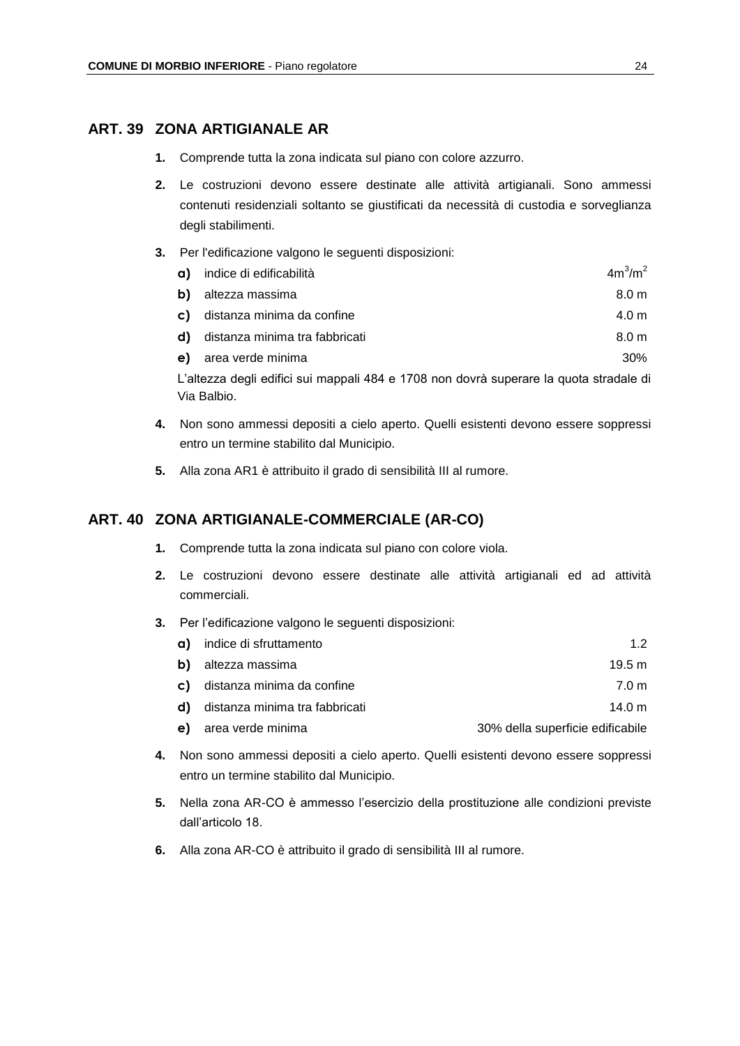## ART. 39 ZONA ARTIGIANALE AR

1. Comprende tutta la zona indicata sul piano con colore azzurro.
2. Le costruzioni devono essere destinate alle attività artigianali. Sono ammessi contenuti residenziali soltanto se giustificati da necessità di custodia e sorveglianza degli stabilimenti.
3. Per l'edificazione valgono le seguenti disposizioni:

   | | | |
   |---|---|---|
   | **a)** | indice di edificabilità | $4m^3/m^2$ |
   | **b)** | altezza massima | 8.0 m |
   | **c)** | distanza minima da confine | 4.0 m |
   | **d)** | distanza minima tra fabbricati | 8.0 m |
   | **e)** | area verde minima | 30% |

   L'altezza degli edifici sui mappali 484 e 1708 non dovrà superare la quota stradale di Via Balbio.
4. Non sono ammessi depositi a cielo aperto. Quelli esistenti devono essere soppressi entro un termine stabilito dal Municipio.
5. Alla zona AR1 è attribuito il grado di sensibilità III al rumore.

## ART. 40 ZONA ARTIGIANALE-COMMERCIALE (AR-CO)

1. Comprende tutta la zona indicata sul piano con colore viola.
2. Le costruzioni devono essere destinate alle attività artigianali ed ad attività commerciali.
3. Per l'edificazione valgono le seguenti disposizioni:

   | | | |
   |---|---|---|
   | **a)** | indice di sfruttamento | 1.2 |
   | **b)** | altezza massima | 19.5 m |
   | **c)** | distanza minima da confine | 7.0 m |
   | **d)** | distanza minima tra fabbricati | 14.0 m |
   | **e)** | area verde minima | 30% della superficie edificabile |

4. Non sono ammessi depositi a cielo aperto. Quelli esistenti devono essere soppressi entro un termine stabilito dal Municipio.
5. Nella zona AR-CO è ammesso l'esercizio della prostituzione alle condizioni previste dall'articolo 18.
6. Alla zona AR-CO è attribuito il grado di sensibilità III al rumore.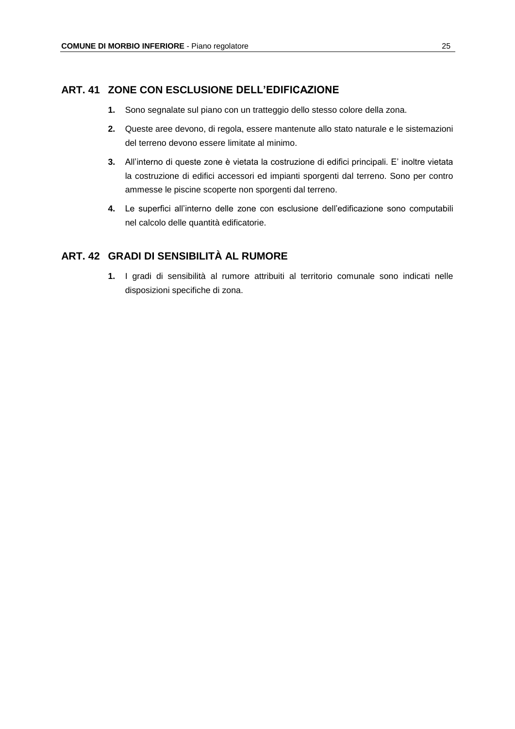## ART. 41 ZONE CON ESCLUSIONE DELL'EDIFICAZIONE

1. Sono segnalate sul piano con un tratteggio dello stesso colore della zona.
2. Queste aree devono, di regola, essere mantenute allo stato naturale e le sistemazioni del terreno devono essere limitate al minimo.
3. All'interno di queste zone è vietata la costruzione di edifici principali. E' inoltre vietata la costruzione di edifici accessori ed impianti sporgenti dal terreno. Sono per contro ammesse le piscine scoperte non sporgenti dal terreno.
4. Le superfici all'interno delle zone con esclusione dell'edificazione sono computabili nel calcolo delle quantità edificatorie.

## ART. 42 GRADI DI SENSIBILITÀ AL RUMORE

1. I gradi di sensibilità al rumore attribuiti al territorio comunale sono indicati nelle disposizioni specifiche di zona.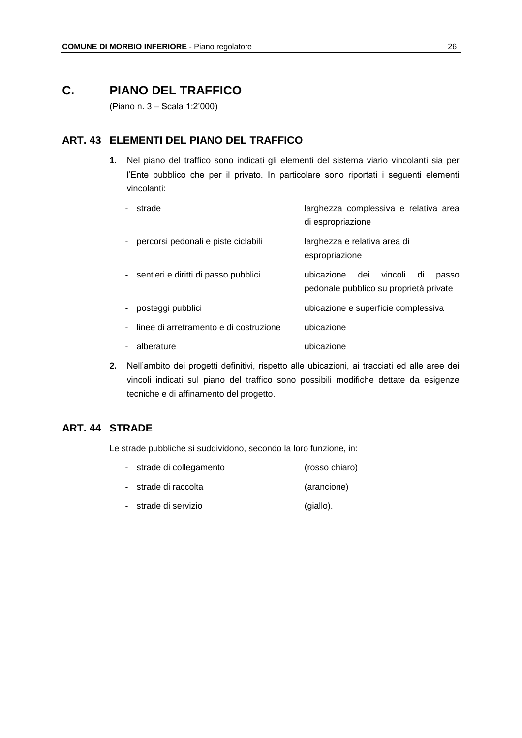# C. PIANO DEL TRAFFICO

(Piano n. 3 – Scala 1:2'000)

## ART. 43 ELEMENTI DEL PIANO DEL TRAFFICO

**1.** Nel piano del traffico sono indicati gli elementi del sistema viario vincolanti sia per l'Ente pubblico che per il privato. In particolare sono riportati i seguenti elementi vincolanti:

| | |
|---|---|
| - strade | larghezza complessiva e relativa area di espropriazione |
| - percorsi pedonali e piste ciclabili | larghezza e relativa area di espropriazione |
| - sentieri e diritti di passo pubblici | ubicazione dei vincoli di passo pedonale pubblico su proprietà private |
| - posteggi pubblici | ubicazione e superficie complessiva |
| - linee di arretramento e di costruzione | ubicazione |
| - alberature | ubicazione |

**2.** Nell'ambito dei progetti definitivi, rispetto alle ubicazioni, ai tracciati ed alle aree dei vincoli indicati sul piano del traffico sono possibili modifiche dettate da esigenze tecniche e di affinamento del progetto.

## ART. 44 STRADE

Le strade pubbliche si suddividono, secondo la loro funzione, in:

| | |
|---|---|
| - strade di collegamento | (rosso chiaro) |
| - strade di raccolta | (arancione) |
| - strade di servizio | (giallo). |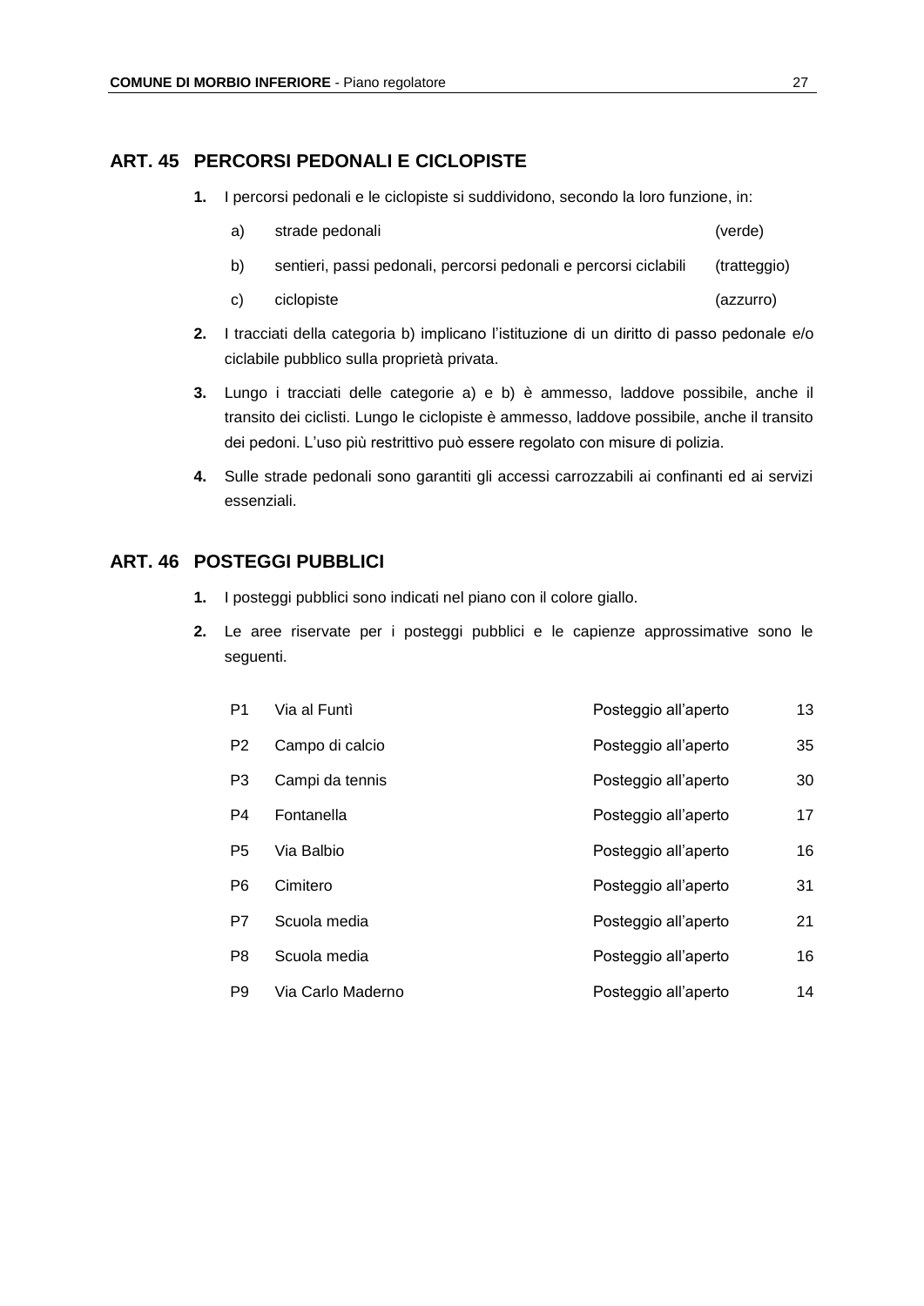## ART. 45 PERCORSI PEDONALI E CICLOPISTE

**1.** I percorsi pedonali e le ciclopiste si suddividono, secondo la loro funzione, in:

| | | |
|---|---|---|
| a) | strade pedonali | (verde) |
| b) | sentieri, passi pedonali, percorsi pedonali e percorsi ciclabili | (tratteggio) |
| c) | ciclopiste | (azzurro) |

**2.** I tracciati della categoria b) implicano l'istituzione di un diritto di passo pedonale e/o ciclabile pubblico sulla proprietà privata.

**3.** Lungo i tracciati delle categorie a) e b) è ammesso, laddove possibile, anche il transito dei ciclisti. Lungo le ciclopiste è ammesso, laddove possibile, anche il transito dei pedoni. L'uso più restrittivo può essere regolato con misure di polizia.

**4.** Sulle strade pedonali sono garantiti gli accessi carrozzabili ai confinanti ed ai servizi essenziali.

## ART. 46 POSTEGGI PUBBLICI

**1.** I posteggi pubblici sono indicati nel piano con il colore giallo.

**2.** Le aree riservate per i posteggi pubblici e le capienze approssimative sono le seguenti.

| | | | |
|---|---|---|---|
| P1 | Via al Funtì | Posteggio all'aperto | 13 |
| P2 | Campo di calcio | Posteggio all'aperto | 35 |
| P3 | Campi da tennis | Posteggio all'aperto | 30 |
| P4 | Fontanella | Posteggio all'aperto | 17 |
| P5 | Via Balbio | Posteggio all'aperto | 16 |
| P6 | Cimitero | Posteggio all'aperto | 31 |
| P7 | Scuola media | Posteggio all'aperto | 21 |
| P8 | Scuola media | Posteggio all'aperto | 16 |
| P9 | Via Carlo Maderno | Posteggio all'aperto | 14 |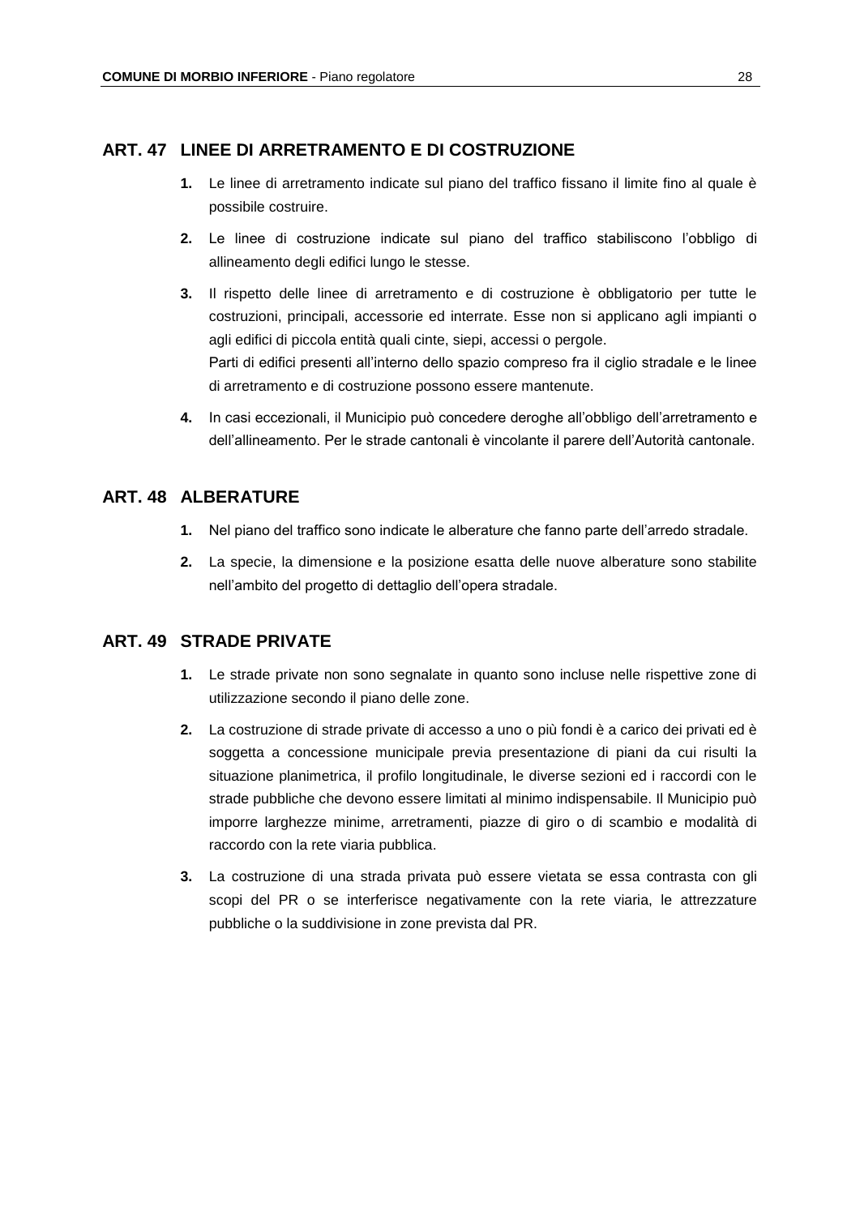## ART. 47 LINEE DI ARRETRAMENTO E DI COSTRUZIONE

1. Le linee di arretramento indicate sul piano del traffico fissano il limite fino al quale è possibile costruire.

2. Le linee di costruzione indicate sul piano del traffico stabiliscono l'obbligo di allineamento degli edifici lungo le stesse.

3. Il rispetto delle linee di arretramento e di costruzione è obbligatorio per tutte le costruzioni, principali, accessorie ed interrate. Esse non si applicano agli impianti o agli edifici di piccola entità quali cinte, siepi, accessi o pergole.
   Parti di edifici presenti all'interno dello spazio compreso fra il ciglio stradale e le linee di arretramento e di costruzione possono essere mantenute.

4. In casi eccezionali, il Municipio può concedere deroghe all'obbligo dell'arretramento e dell'allineamento. Per le strade cantonali è vincolante il parere dell'Autorità cantonale.

## ART. 48 ALBERATURE

1. Nel piano del traffico sono indicate le alberature che fanno parte dell'arredo stradale.

2. La specie, la dimensione e la posizione esatta delle nuove alberature sono stabilite nell'ambito del progetto di dettaglio dell'opera stradale.

## ART. 49 STRADE PRIVATE

1. Le strade private non sono segnalate in quanto sono incluse nelle rispettive zone di utilizzazione secondo il piano delle zone.

2. La costruzione di strade private di accesso a uno o più fondi è a carico dei privati ed è soggetta a concessione municipale previa presentazione di piani da cui risulti la situazione planimetrica, il profilo longitudinale, le diverse sezioni ed i raccordi con le strade pubbliche che devono essere limitati al minimo indispensabile. Il Municipio può imporre larghezze minime, arretramenti, piazze di giro o di scambio e modalità di raccordo con la rete viaria pubblica.

3. La costruzione di una strada privata può essere vietata se essa contrasta con gli scopi del PR o se interferisce negativamente con la rete viaria, le attrezzature pubbliche o la suddivisione in zone prevista dal PR.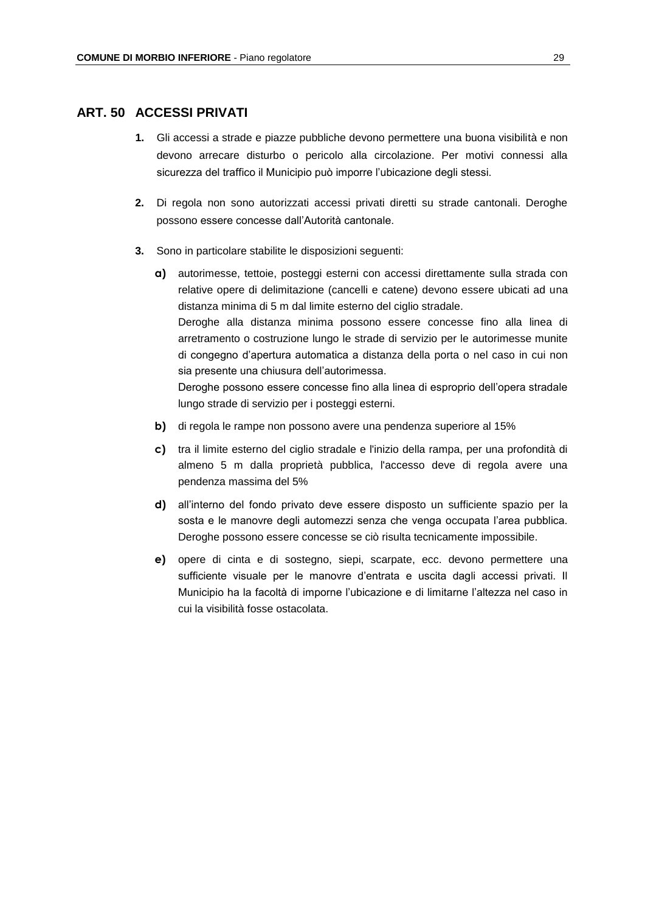## ART. 50 ACCESSI PRIVATI

**1.** Gli accessi a strade e piazze pubbliche devono permettere una buona visibilità e non devono arrecare disturbo o pericolo alla circolazione. Per motivi connessi alla sicurezza del traffico il Municipio può imporre l'ubicazione degli stessi.

**2.** Di regola non sono autorizzati accessi privati diretti su strade cantonali. Deroghe possono essere concesse dall'Autorità cantonale.

**3.** Sono in particolare stabilite le disposizioni seguenti:

**a)** autorimesse, tettoie, posteggi esterni con accessi direttamente sulla strada con relative opere di delimitazione (cancelli e catene) devono essere ubicati ad una distanza minima di 5 m dal limite esterno del ciglio stradale.
Deroghe alla distanza minima possono essere concesse fino alla linea di arretramento o costruzione lungo le strade di servizio per le autorimesse munite di congegno d'apertura automatica a distanza della porta o nel caso in cui non sia presente una chiusura dell'autorimessa.
Deroghe possono essere concesse fino alla linea di esproprio dell'opera stradale lungo strade di servizio per i posteggi esterni.

**b)** di regola le rampe non possono avere una pendenza superiore al 15%

**c)** tra il limite esterno del ciglio stradale e l'inizio della rampa, per una profondità di almeno 5 m dalla proprietà pubblica, l'accesso deve di regola avere una pendenza massima del 5%

**d)** all'interno del fondo privato deve essere disposto un sufficiente spazio per la sosta e le manovre degli automezzi senza che venga occupata l'area pubblica. Deroghe possono essere concesse se ciò risulta tecnicamente impossibile.

**e)** opere di cinta e di sostegno, siepi, scarpate, ecc. devono permettere una sufficiente visuale per le manovre d'entrata e uscita dagli accessi privati. Il Municipio ha la facoltà di imporne l'ubicazione e di limitarne l'altezza nel caso in cui la visibilità fosse ostacolata.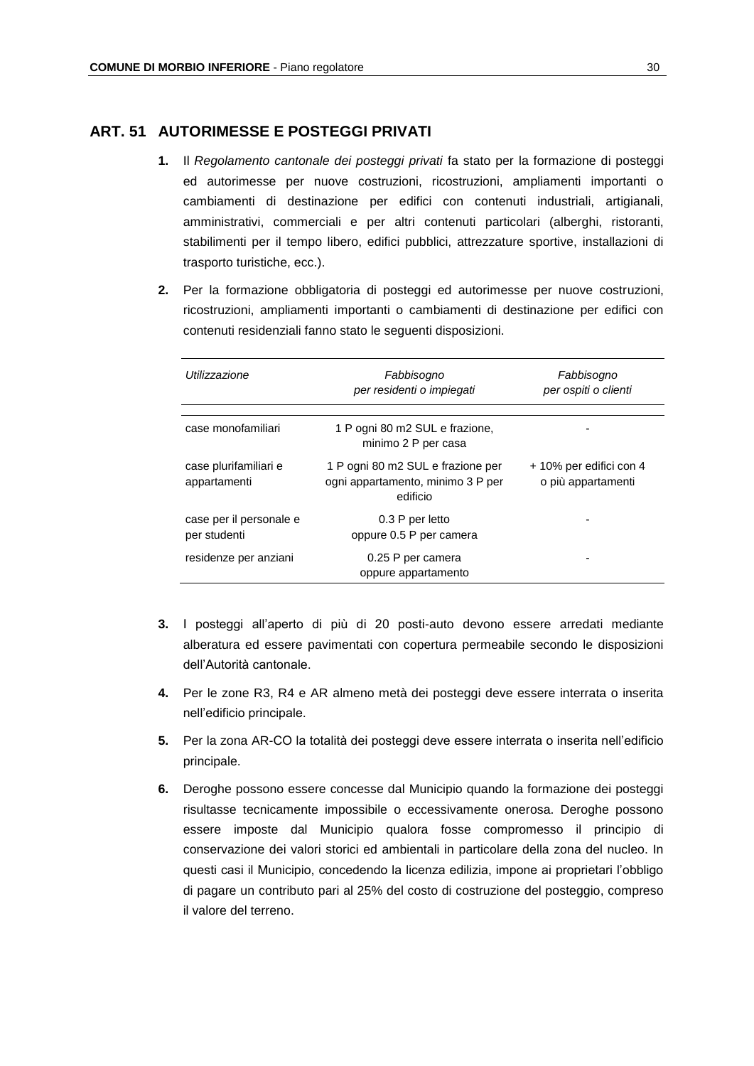## ART. 51 AUTORIMESSE E POSTEGGI PRIVATI

**1.** Il *Regolamento cantonale dei posteggi privati* fa stato per la formazione di posteggi ed autorimesse per nuove costruzioni, ricostruzioni, ampliamenti importanti o cambiamenti di destinazione per edifici con contenuti industriali, artigianali, amministrativi, commerciali e per altri contenuti particolari (alberghi, ristoranti, stabilimenti per il tempo libero, edifici pubblici, attrezzature sportive, installazioni di trasporto turistiche, ecc.).

**2.** Per la formazione obbligatoria di posteggi ed autorimesse per nuove costruzioni, ricostruzioni, ampliamenti importanti o cambiamenti di destinazione per edifici con contenuti residenziali fanno stato le seguenti disposizioni.

| *Utilizzazione* | *Fabbisogno per residenti o impiegati* | *Fabbisogno per ospiti o clienti* |
|---|---|---|
| case monofamiliari | 1 P ogni 80 m2 SUL e frazione, minimo 2 P per casa | - |
| case plurifamiliari e appartamenti | 1 P ogni 80 m2 SUL e frazione per ogni appartamento, minimo 3 P per edificio | + 10% per edifici con 4 o più appartamenti |
| case per il personale e per studenti | 0.3 P per letto oppure 0.5 P per camera | - |
| residenze per anziani | 0.25 P per camera oppure appartamento | - |

**3.** I posteggi all'aperto di più di 20 posti-auto devono essere arredati mediante alberatura ed essere pavimentati con copertura permeabile secondo le disposizioni dell'Autorità cantonale.

**4.** Per le zone R3, R4 e AR almeno metà dei posteggi deve essere interrata o inserita nell'edificio principale.

**5.** Per la zona AR-CO la totalità dei posteggi deve essere interrata o inserita nell'edificio principale.

**6.** Deroghe possono essere concesse dal Municipio quando la formazione dei posteggi risultasse tecnicamente impossibile o eccessivamente onerosa. Deroghe possono essere imposte dal Municipio qualora fosse compromesso il principio di conservazione dei valori storici ed ambientali in particolare della zona del nucleo. In questi casi il Municipio, concedendo la licenza edilizia, impone ai proprietari l'obbligo di pagare un contributo pari al 25% del costo di costruzione del posteggio, compreso il valore del terreno.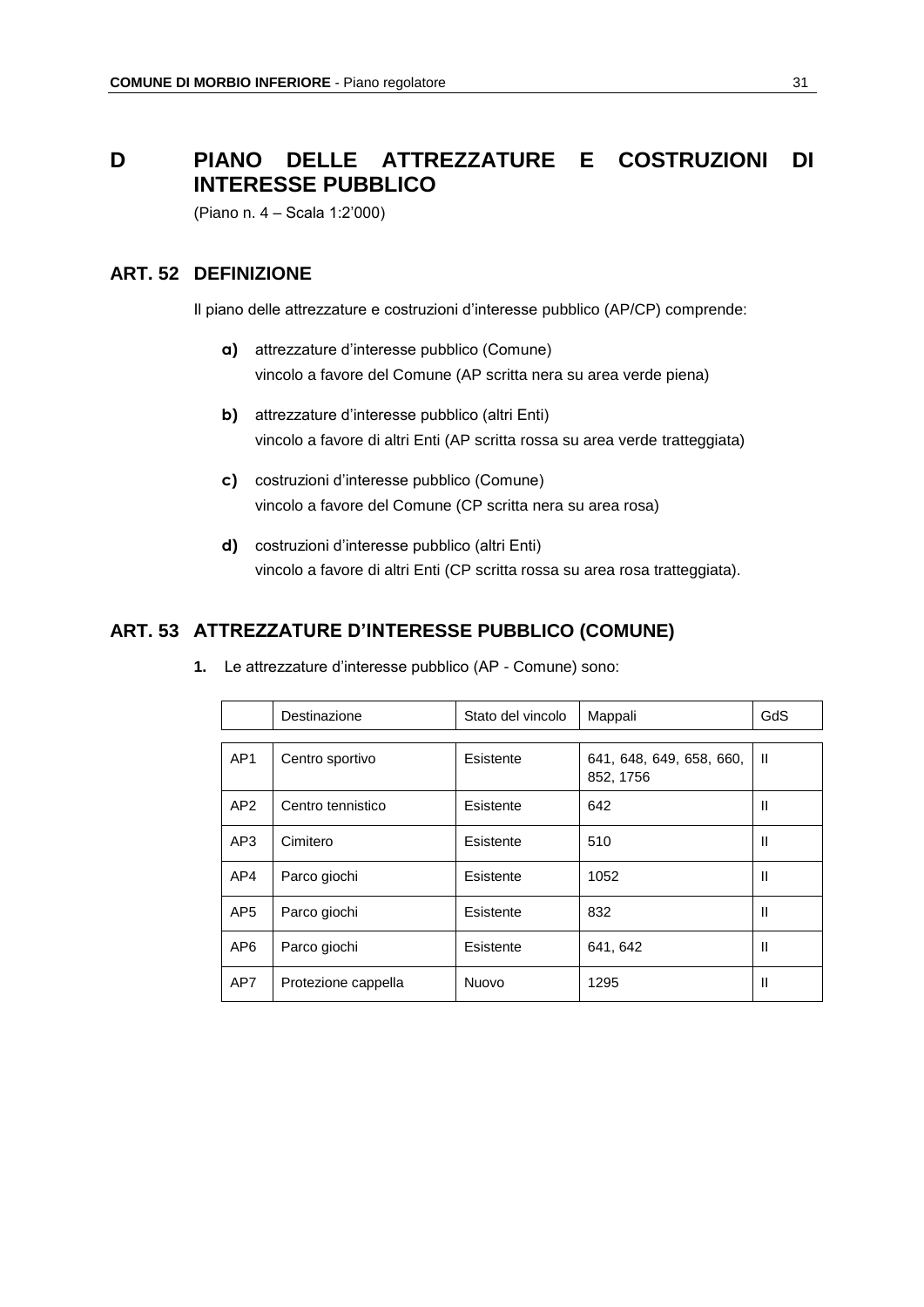# D PIANO DELLE ATTREZZATURE E COSTRUZIONI DI INTERESSE PUBBLICO

(Piano n. 4 – Scala 1:2'000)

## ART. 52 DEFINIZIONE

Il piano delle attrezzature e costruzioni d'interesse pubblico (AP/CP) comprende:

**a)** attrezzature d'interesse pubblico (Comune)
vincolo a favore del Comune (AP scritta nera su area verde piena)

**b)** attrezzature d'interesse pubblico (altri Enti)
vincolo a favore di altri Enti (AP scritta rossa su area verde tratteggiata)

**c)** costruzioni d'interesse pubblico (Comune)
vincolo a favore del Comune (CP scritta nera su area rosa)

**d)** costruzioni d'interesse pubblico (altri Enti)
vincolo a favore di altri Enti (CP scritta rossa su area rosa tratteggiata).

## ART. 53 ATTREZZATURE D'INTERESSE PUBBLICO (COMUNE)

**1.** Le attrezzature d'interesse pubblico (AP - Comune) sono:

| | Destinazione | Stato del vincolo | Mappali | GdS |
|---|---|---|---|---|
| AP1 | Centro sportivo | Esistente | 641, 648, 649, 658, 660, 852, 1756 | II |
| AP2 | Centro tennistico | Esistente | 642 | II |
| AP3 | Cimitero | Esistente | 510 | II |
| AP4 | Parco giochi | Esistente | 1052 | II |
| AP5 | Parco giochi | Esistente | 832 | II |
| AP6 | Parco giochi | Esistente | 641, 642 | II |
| AP7 | Protezione cappella | Nuovo | 1295 | II |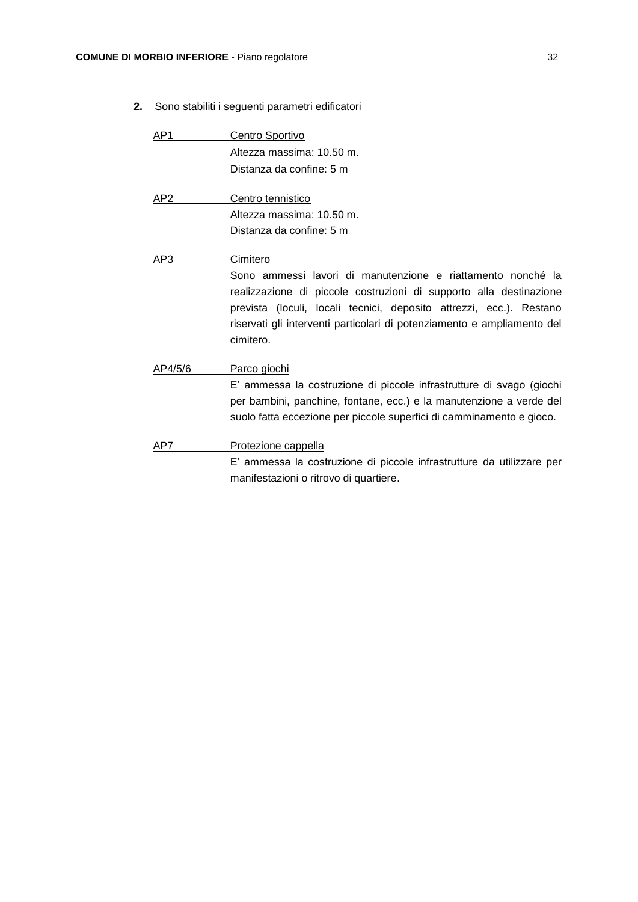**2.** Sono stabiliti i seguenti parametri edificatori

AP1 Centro Sportivo
Altezza massima: 10.50 m.
Distanza da confine: 5 m

AP2 Centro tennistico
Altezza massima: 10.50 m.
Distanza da confine: 5 m

AP3 Cimitero
Sono ammessi lavori di manutenzione e riattamento nonché la realizzazione di piccole costruzioni di supporto alla destinazione prevista (loculi, locali tecnici, deposito attrezzi, ecc.). Restano riservati gli interventi particolari di potenziamento e ampliamento del cimitero.

AP4/5/6 Parco giochi
E' ammessa la costruzione di piccole infrastrutture di svago (giochi per bambini, panchine, fontane, ecc.) e la manutenzione a verde del suolo fatta eccezione per piccole superfici di camminamento e gioco.

AP7 Protezione cappella
E' ammessa la costruzione di piccole infrastrutture da utilizzare per manifestazioni o ritrovo di quartiere.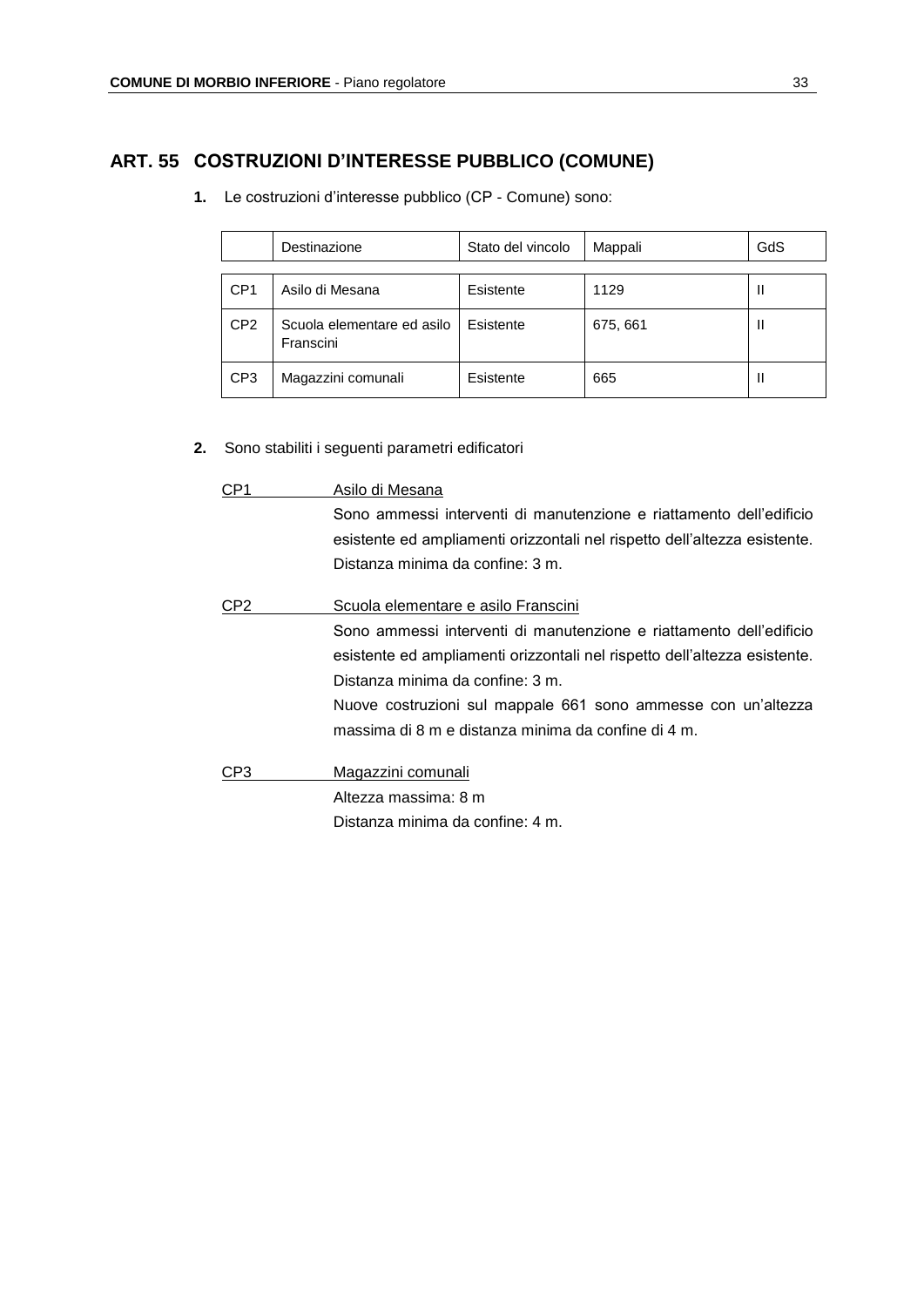## ART. 55 COSTRUZIONI D'INTERESSE PUBBLICO (COMUNE)

**1.** Le costruzioni d'interesse pubblico (CP - Comune) sono:

| | Destinazione | Stato del vincolo | Mappali | GdS |
|---|---|---|---|---|
| CP1 | Asilo di Mesana | Esistente | 1129 | II |
| CP2 | Scuola elementare ed asilo Franscini | Esistente | 675, 661 | II |
| CP3 | Magazzini comunali | Esistente | 665 | II |

**2.** Sono stabiliti i seguenti parametri edificatori

CP1 — Asilo di Mesana

Sono ammessi interventi di manutenzione e riattamento dell'edificio esistente ed ampliamenti orizzontali nel rispetto dell'altezza esistente.
Distanza minima da confine: 3 m.

CP2 — Scuola elementare e asilo Franscini

Sono ammessi interventi di manutenzione e riattamento dell'edificio esistente ed ampliamenti orizzontali nel rispetto dell'altezza esistente.
Distanza minima da confine: 3 m.
Nuove costruzioni sul mappale 661 sono ammesse con un'altezza massima di 8 m e distanza minima da confine di 4 m.

CP3 — Magazzini comunali

Altezza massima: 8 m
Distanza minima da confine: 4 m.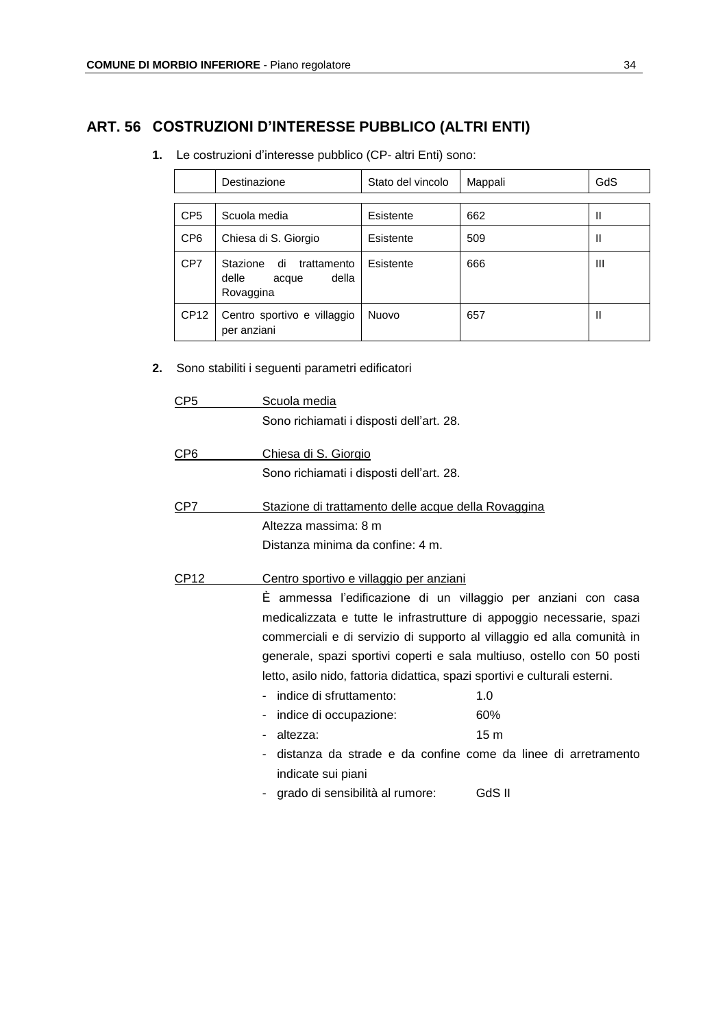## ART. 56 COSTRUZIONI D'INTERESSE PUBBLICO (ALTRI ENTI)

**1.** Le costruzioni d'interesse pubblico (CP- altri Enti) sono:

| | Destinazione | Stato del vincolo | Mappali | GdS |
|---|---|---|---|---|
| CP5 | Scuola media | Esistente | 662 | II |
| CP6 | Chiesa di S. Giorgio | Esistente | 509 | II |
| CP7 | Stazione di trattamento delle acque della Rovaggina | Esistente | 666 | III |
| CP12 | Centro sportivo e villaggio per anziani | Nuovo | 657 | II |

**2.** Sono stabiliti i seguenti parametri edificatori

CP5 Scuola media

Sono richiamati i disposti dell'art. 28.

CP6 Chiesa di S. Giorgio

Sono richiamati i disposti dell'art. 28.

CP7 Stazione di trattamento delle acque della Rovaggina

Altezza massima: 8 m

Distanza minima da confine: 4 m.

CP12 Centro sportivo e villaggio per anziani

È ammessa l'edificazione di un villaggio per anziani con casa medicalizzata e tutte le infrastrutture di appoggio necessarie, spazi commerciali e di servizio di supporto al villaggio ed alla comunità in generale, spazi sportivi coperti e sala multiuso, ostello con 50 posti letto, asilo nido, fattoria didattica, spazi sportivi e culturali esterni.

- indice di sfruttamento: 1.0
- indice di occupazione: 60%
- altezza: 15 m
- distanza da strade e da confine come da linee di arretramento indicate sui piani
- grado di sensibilità al rumore: GdS II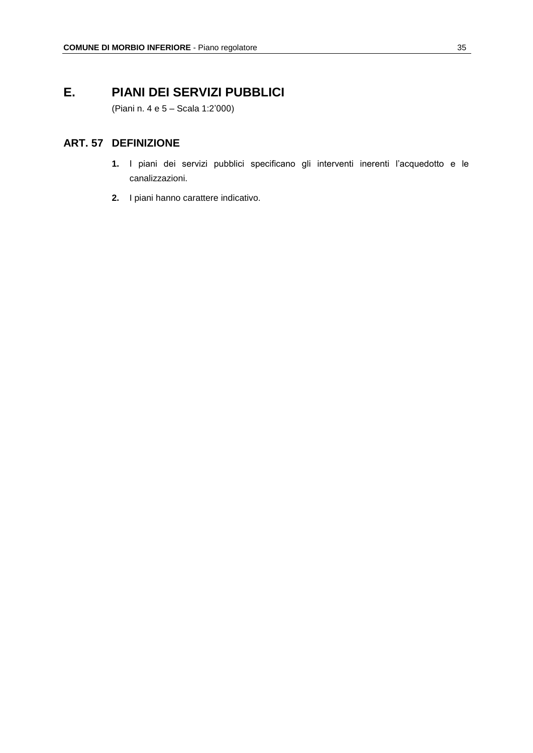# E. PIANI DEI SERVIZI PUBBLICI

(Piani n. 4 e 5 – Scala 1:2'000)

## ART. 57 DEFINIZIONE

1. I piani dei servizi pubblici specificano gli interventi inerenti l'acquedotto e le canalizzazioni.
2. I piani hanno carattere indicativo.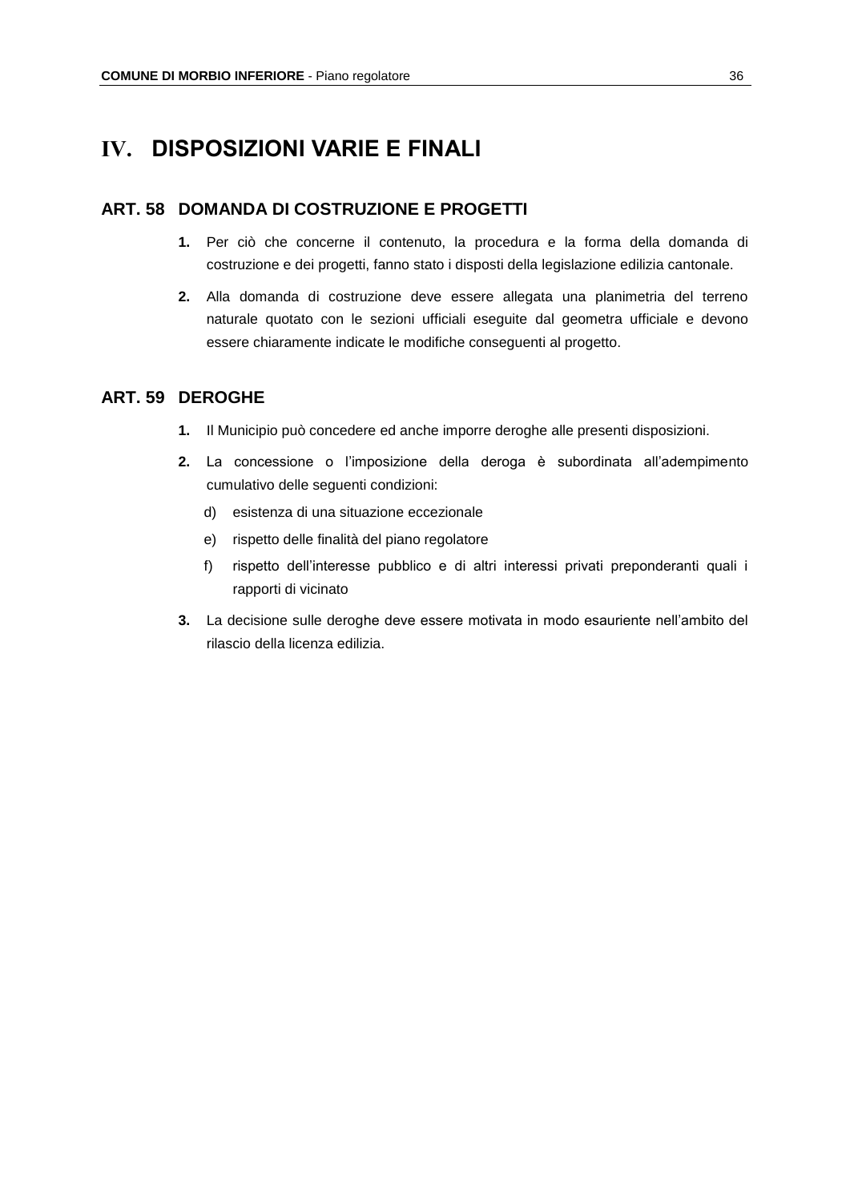# IV. DISPOSIZIONI VARIE E FINALI

## ART. 58 DOMANDA DI COSTRUZIONE E PROGETTI

1. Per ciò che concerne il contenuto, la procedura e la forma della domanda di costruzione e dei progetti, fanno stato i disposti della legislazione edilizia cantonale.
2. Alla domanda di costruzione deve essere allegata una planimetria del terreno naturale quotato con le sezioni ufficiali eseguite dal geometra ufficiale e devono essere chiaramente indicate le modifiche conseguenti al progetto.

## ART. 59 DEROGHE

1. Il Municipio può concedere ed anche imporre deroghe alle presenti disposizioni.
2. La concessione o l'imposizione della deroga è subordinata all'adempimento cumulativo delle seguenti condizioni:
   d) esistenza di una situazione eccezionale
   e) rispetto delle finalità del piano regolatore
   f) rispetto dell'interesse pubblico e di altri interessi privati preponderanti quali i rapporti di vicinato
3. La decisione sulle deroghe deve essere motivata in modo esauriente nell'ambito del rilascio della licenza edilizia.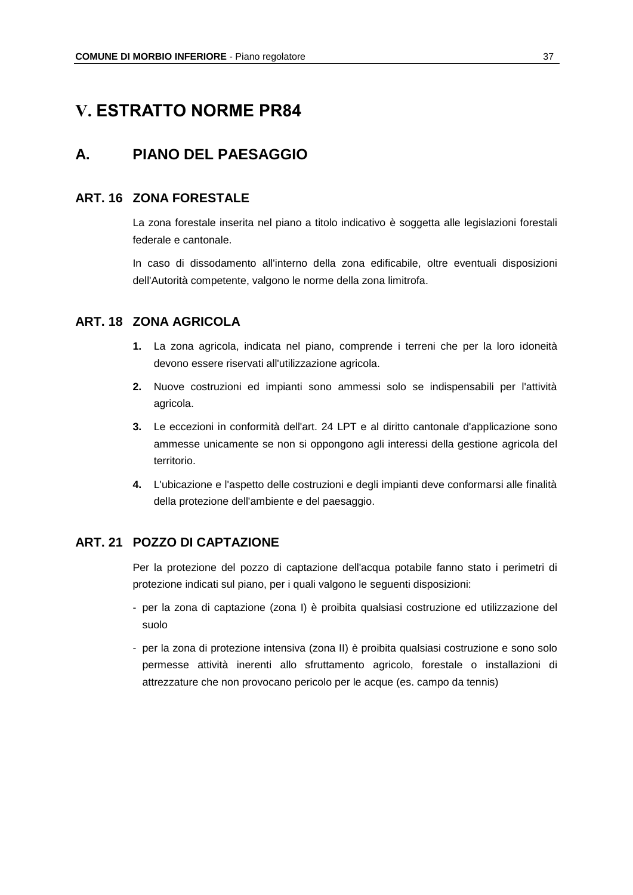# V. ESTRATTO NORME PR84

## A. PIANO DEL PAESAGGIO

### ART. 16 ZONA FORESTALE

La zona forestale inserita nel piano a titolo indicativo è soggetta alle legislazioni forestali federale e cantonale.

In caso di dissodamento all'interno della zona edificabile, oltre eventuali disposizioni dell'Autorità competente, valgono le norme della zona limitrofa.

### ART. 18 ZONA AGRICOLA

1. La zona agricola, indicata nel piano, comprende i terreni che per la loro idoneità devono essere riservati all'utilizzazione agricola.
2. Nuove costruzioni ed impianti sono ammessi solo se indispensabili per l'attività agricola.
3. Le eccezioni in conformità dell'art. 24 LPT e al diritto cantonale d'applicazione sono ammesse unicamente se non si oppongono agli interessi della gestione agricola del territorio.
4. L'ubicazione e l'aspetto delle costruzioni e degli impianti deve conformarsi alle finalità della protezione dell'ambiente e del paesaggio.

### ART. 21 POZZO DI CAPTAZIONE

Per la protezione del pozzo di captazione dell'acqua potabile fanno stato i perimetri di protezione indicati sul piano, per i quali valgono le seguenti disposizioni:

- per la zona di captazione (zona I) è proibita qualsiasi costruzione ed utilizzazione del suolo
- per la zona di protezione intensiva (zona II) è proibita qualsiasi costruzione e sono solo permesse attività inerenti allo sfruttamento agricolo, forestale o installazioni di attrezzature che non provocano pericolo per le acque (es. campo da tennis)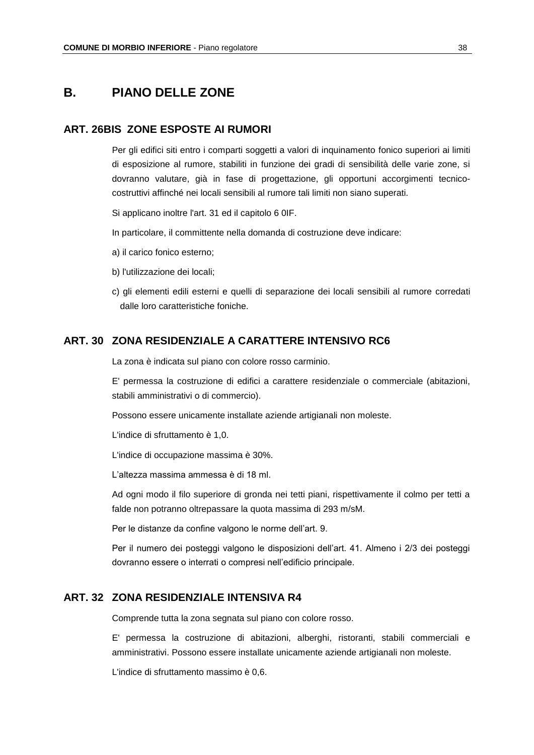## B. PIANO DELLE ZONE

### ART. 26BIS ZONE ESPOSTE AI RUMORI

Per gli edifici siti entro i comparti soggetti a valori di inquinamento fonico superiori ai limiti di esposizione al rumore, stabiliti in funzione dei gradi di sensibilità delle varie zone, si dovranno valutare, già in fase di progettazione, gli opportuni accorgimenti tecnico-costruttivi affinché nei locali sensibili al rumore tali limiti non siano superati.

Si applicano inoltre l'art. 31 ed il capitolo 6 0IF.

In particolare, il committente nella domanda di costruzione deve indicare:

a) il carico fonico esterno;

b) l'utilizzazione dei locali;

c) gli elementi edili esterni e quelli di separazione dei locali sensibili al rumore corredati dalle loro caratteristiche foniche.

### ART. 30 ZONA RESIDENZIALE A CARATTERE INTENSIVO RC6

La zona è indicata sul piano con colore rosso carminio.

E' permessa la costruzione di edifici a carattere residenziale o commerciale (abitazioni, stabili amministrativi o di commercio).

Possono essere unicamente installate aziende artigianali non moleste.

L'indice di sfruttamento è 1,0.

L'indice di occupazione massima è 30%.

L'altezza massima ammessa è di 18 ml.

Ad ogni modo il filo superiore di gronda nei tetti piani, rispettivamente il colmo per tetti a falde non potranno oltrepassare la quota massima di 293 m/sM.

Per le distanze da confine valgono le norme dell'art. 9.

Per il numero dei posteggi valgono le disposizioni dell'art. 41. Almeno i 2/3 dei posteggi dovranno essere o interrati o compresi nell'edificio principale.

### ART. 32 ZONA RESIDENZIALE INTENSIVA R4

Comprende tutta la zona segnata sul piano con colore rosso.

E' permessa la costruzione di abitazioni, alberghi, ristoranti, stabili commerciali e amministrativi. Possono essere installate unicamente aziende artigianali non moleste.

L'indice di sfruttamento massimo è 0,6.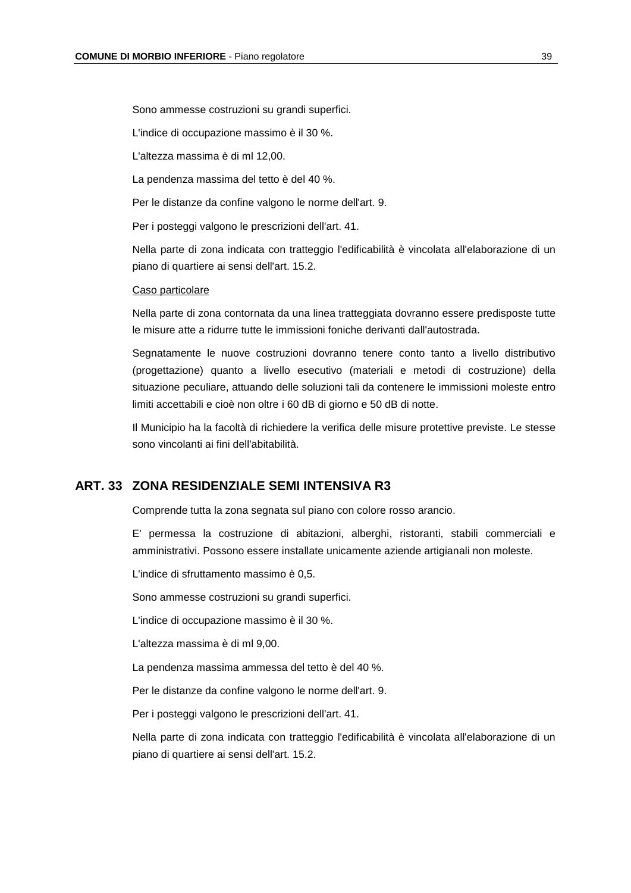Sono ammesse costruzioni su grandi superfici.

L'indice di occupazione massimo è il 30 %.

L'altezza massima è di ml 12,00.

La pendenza massima del tetto è del 40 %.

Per le distanze da confine valgono le norme dell'art. 9.

Per i posteggi valgono le prescrizioni dell'art. 41.

Nella parte di zona indicata con tratteggio l'edificabilità è vincolata all'elaborazione di un piano di quartiere ai sensi dell'art. 15.2.

<u>Caso particolare</u>

Nella parte di zona contornata da una linea tratteggiata dovranno essere predisposte tutte le misure atte a ridurre tutte le immissioni foniche derivanti dall'autostrada.

Segnatamente le nuove costruzioni dovranno tenere conto tanto a livello distributivo (progettazione) quanto a livello esecutivo (materiali e metodi di costruzione) della situazione peculiare, attuando delle soluzioni tali da contenere le immissioni moleste entro limiti accettabili e cioè non oltre i 60 dB di giorno e 50 dB di notte.

Il Municipio ha la facoltà di richiedere la verifica delle misure protettive previste. Le stesse sono vincolanti ai fini dell'abitabilità.

## ART. 33 ZONA RESIDENZIALE SEMI INTENSIVA R3

Comprende tutta la zona segnata sul piano con colore rosso arancio.

E' permessa la costruzione di abitazioni, alberghi, ristoranti, stabili commerciali e amministrativi. Possono essere installate unicamente aziende artigianali non moleste.

L'indice di sfruttamento massimo è 0,5.

Sono ammesse costruzioni su grandi superfici.

L'indice di occupazione massimo è il 30 %.

L'altezza massima è di ml 9,00.

La pendenza massima ammessa del tetto è del 40 %.

Per le distanze da confine valgono le norme dell'art. 9.

Per i posteggi valgono le prescrizioni dell'art. 41.

Nella parte di zona indicata con tratteggio l'edificabilità è vincolata all'elaborazione di un piano di quartiere ai sensi dell'art. 15.2.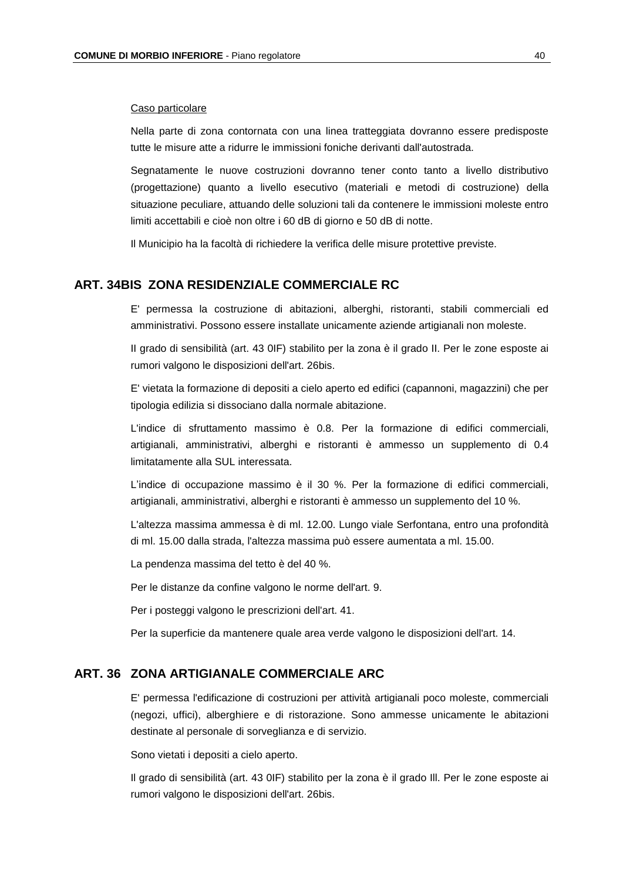<u>Caso particolare</u>

Nella parte di zona contornata con una linea tratteggiata dovranno essere predisposte tutte le misure atte a ridurre le immissioni foniche derivanti dall'autostrada.

Segnatamente le nuove costruzioni dovranno tener conto tanto a livello distributivo (progettazione) quanto a livello esecutivo (materiali e metodi di costruzione) della situazione peculiare, attuando delle soluzioni tali da contenere le immissioni moleste entro limiti accettabili e cioè non oltre i 60 dB di giorno e 50 dB di notte.

Il Municipio ha la facoltà di richiedere la verifica delle misure protettive previste.

## ART. 34BIS ZONA RESIDENZIALE COMMERCIALE RC

E' permessa la costruzione di abitazioni, alberghi, ristoranti, stabili commerciali ed amministrativi. Possono essere installate unicamente aziende artigianali non moleste.

Il grado di sensibilità (art. 43 0IF) stabilito per la zona è il grado II. Per le zone esposte ai rumori valgono le disposizioni dell'art. 26bis.

E' vietata la formazione di depositi a cielo aperto ed edifici (capannoni, magazzini) che per tipologia edilizia si dissociano dalla normale abitazione.

L'indice di sfruttamento massimo è 0.8. Per la formazione di edifici commerciali, artigianali, amministrativi, alberghi e ristoranti è ammesso un supplemento di 0.4 limitatamente alla SUL interessata.

L'indice di occupazione massimo è il 30 %. Per la formazione di edifici commerciali, artigianali, amministrativi, alberghi e ristoranti è ammesso un supplemento del 10 %.

L'altezza massima ammessa è di ml. 12.00. Lungo viale Serfontana, entro una profondità di ml. 15.00 dalla strada, l'altezza massima può essere aumentata a ml. 15.00.

La pendenza massima del tetto è del 40 %.

Per le distanze da confine valgono le norme dell'art. 9.

Per i posteggi valgono le prescrizioni dell'art. 41.

Per la superficie da mantenere quale area verde valgono le disposizioni dell'art. 14.

## ART. 36 ZONA ARTIGIANALE COMMERCIALE ARC

E' permessa l'edificazione di costruzioni per attività artigianali poco moleste, commerciali (negozi, uffici), alberghiere e di ristorazione. Sono ammesse unicamente le abitazioni destinate al personale di sorveglianza e di servizio.

Sono vietati i depositi a cielo aperto.

Il grado di sensibilità (art. 43 0IF) stabilito per la zona è il grado III. Per le zone esposte ai rumori valgono le disposizioni dell'art. 26bis.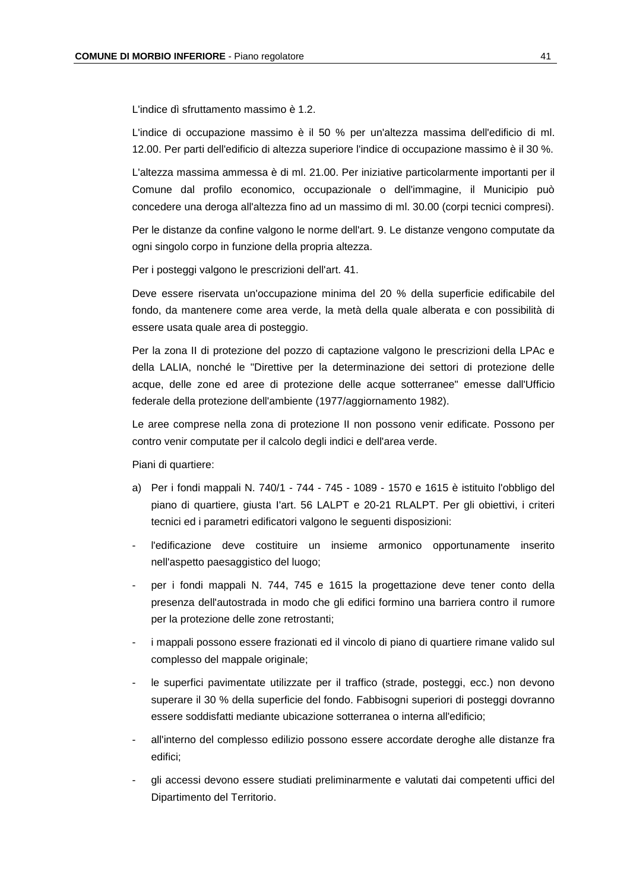L'indice dì sfruttamento massimo è 1.2.

L'indice di occupazione massimo è il 50 % per un'altezza massima dell'edificio di ml. 12.00. Per parti dell'edificio di altezza superiore l'indice di occupazione massimo è il 30 %.

L'altezza massima ammessa è di ml. 21.00. Per iniziative particolarmente importanti per il Comune dal profilo economico, occupazionale o dell'immagine, il Municipio può concedere una deroga all'altezza fino ad un massimo di ml. 30.00 (corpi tecnici compresi).

Per le distanze da confine valgono le norme dell'art. 9. Le distanze vengono computate da ogni singolo corpo in funzione della propria altezza.

Per i posteggi valgono le prescrizioni dell'art. 41.

Deve essere riservata un'occupazione minima del 20 % della superficie edificabile del fondo, da mantenere come area verde, la metà della quale alberata e con possibilità di essere usata quale area di posteggio.

Per la zona II di protezione del pozzo di captazione valgono le prescrizioni della LPAc e della LALIA, nonché le "Direttive per la determinazione dei settori di protezione delle acque, delle zone ed aree di protezione delle acque sotterranee" emesse dall'Ufficio federale della protezione dell'ambiente (1977/aggiornamento 1982).

Le aree comprese nella zona di protezione II non possono venir edificate. Possono per contro venir computate per il calcolo degli indici e dell'area verde.

Piani di quartiere:

a) Per i fondi mappali N. 740/1 - 744 - 745 - 1089 - 1570 e 1615 è istituito l'obbligo del piano di quartiere, giusta I'art. 56 LALPT e 20-21 RLALPT. Per gli obiettivi, i criteri tecnici ed i parametri edificatori valgono le seguenti disposizioni:

- l'edificazione deve costituire un insieme armonico opportunamente inserito nell'aspetto paesaggistico del luogo;
- per i fondi mappali N. 744, 745 e 1615 la progettazione deve tener conto della presenza dell'autostrada in modo che gli edifici formino una barriera contro il rumore per la protezione delle zone retrostanti;
- i mappali possono essere frazionati ed il vincolo di piano di quartiere rimane valido sul complesso del mappale originale;
- le superfici pavimentate utilizzate per il traffico (strade, posteggi, ecc.) non devono superare il 30 % della superficie del fondo. Fabbisogni superiori di posteggi dovranno essere soddisfatti mediante ubicazione sotterranea o interna all'edificio;
- all'interno del complesso edilizio possono essere accordate deroghe alle distanze fra edifici;
- gli accessi devono essere studiati preliminarmente e valutati dai competenti uffici del Dipartimento del Territorio.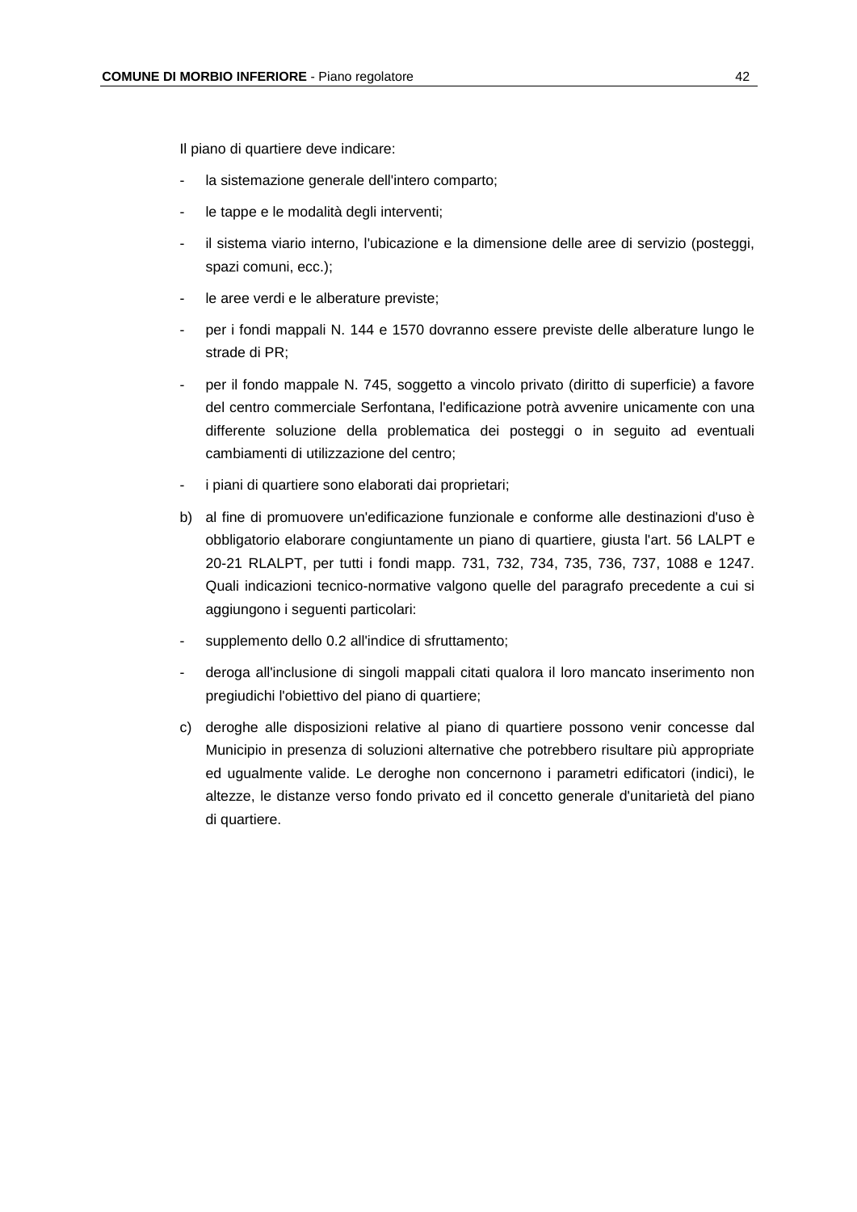Il piano di quartiere deve indicare:

- la sistemazione generale dell'intero comparto;
- le tappe e le modalità degli interventi;
- il sistema viario interno, l'ubicazione e la dimensione delle aree di servizio (posteggi, spazi comuni, ecc.);
- le aree verdi e le alberature previste;
- per i fondi mappali N. 144 e 1570 dovranno essere previste delle alberature lungo le strade di PR;
- per il fondo mappale N. 745, soggetto a vincolo privato (diritto di superficie) a favore del centro commerciale Serfontana, l'edificazione potrà avvenire unicamente con una differente soluzione della problematica dei posteggi o in seguito ad eventuali cambiamenti di utilizzazione del centro;
- i piani di quartiere sono elaborati dai proprietari;

b) al fine di promuovere un'edificazione funzionale e conforme alle destinazioni d'uso è obbligatorio elaborare congiuntamente un piano di quartiere, giusta l'art. 56 LALPT e 20-21 RLALPT, per tutti i fondi mapp. 731, 732, 734, 735, 736, 737, 1088 e 1247. Quali indicazioni tecnico-normative valgono quelle del paragrafo precedente a cui si aggiungono i seguenti particolari:

- supplemento dello 0.2 all'indice di sfruttamento;
- deroga all'inclusione di singoli mappali citati qualora il loro mancato inserimento non pregiudichi l'obiettivo del piano di quartiere;

c) deroghe alle disposizioni relative al piano di quartiere possono venir concesse dal Municipio in presenza di soluzioni alternative che potrebbero risultare più appropriate ed ugualmente valide. Le deroghe non concernono i parametri edificatori (indici), le altezze, le distanze verso fondo privato ed il concetto generale d'unitarietà del piano di quartiere.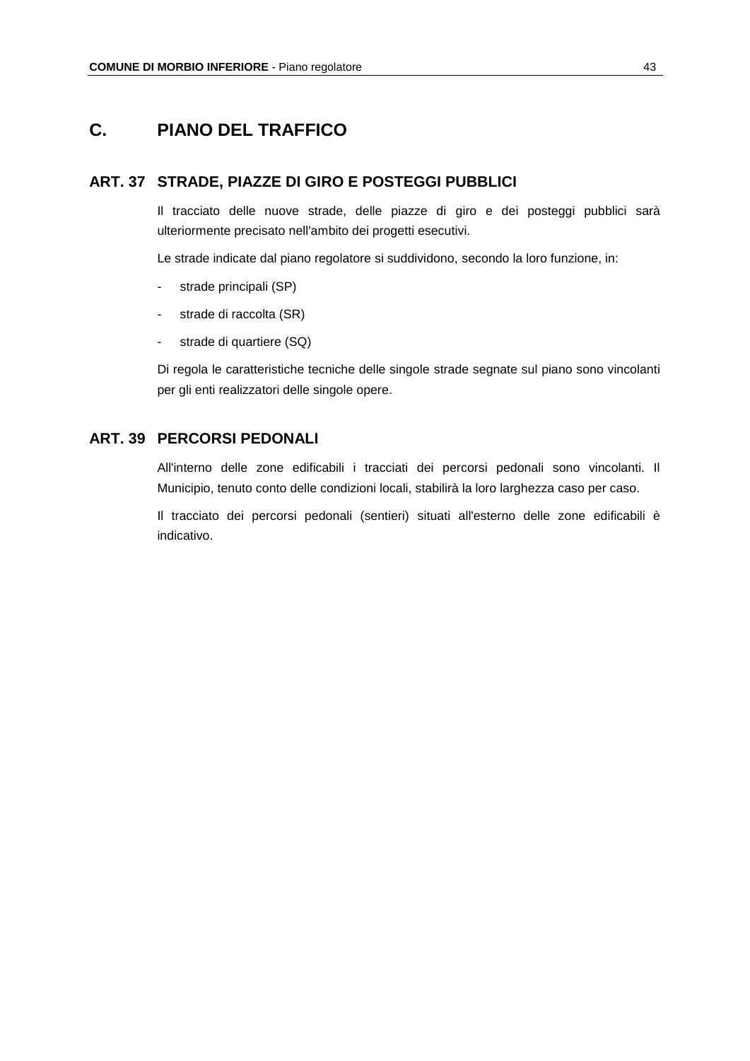# C. PIANO DEL TRAFFICO

## ART. 37 STRADE, PIAZZE DI GIRO E POSTEGGI PUBBLICI

Il tracciato delle nuove strade, delle piazze di giro e dei posteggi pubblici sarà ulteriormente precisato nell'ambito dei progetti esecutivi.

Le strade indicate dal piano regolatore si suddividono, secondo la loro funzione, in:

- strade principali (SP)
- strade di raccolta (SR)
- strade di quartiere (SQ)

Di regola le caratteristiche tecniche delle singole strade segnate sul piano sono vincolanti per gli enti realizzatori delle singole opere.

## ART. 39 PERCORSI PEDONALI

All'interno delle zone edificabili i tracciati dei percorsi pedonali sono vincolanti. Il Municipio, tenuto conto delle condizioni locali, stabilirà la loro larghezza caso per caso.

Il tracciato dei percorsi pedonali (sentieri) situati all'esterno delle zone edificabili è indicativo.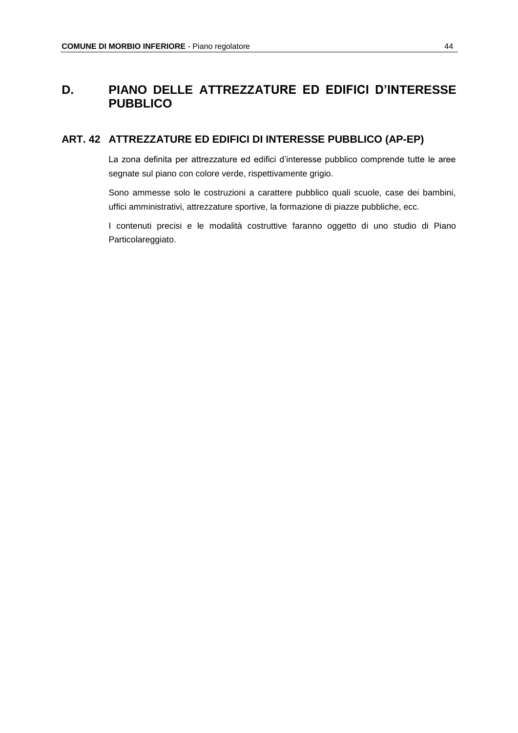# D. PIANO DELLE ATTREZZATURE ED EDIFICI D'INTERESSE PUBBLICO

## ART. 42 ATTREZZATURE ED EDIFICI DI INTERESSE PUBBLICO (AP-EP)

La zona definita per attrezzature ed edifici d'interesse pubblico comprende tutte le aree segnate sul piano con colore verde, rispettivamente grigio.

Sono ammesse solo le costruzioni a carattere pubblico quali scuole, case dei bambini, uffici amministrativi, attrezzature sportive, la formazione di piazze pubbliche, ecc.

I contenuti precisi e le modalità costruttive faranno oggetto di uno studio di Piano Particolareggiato.